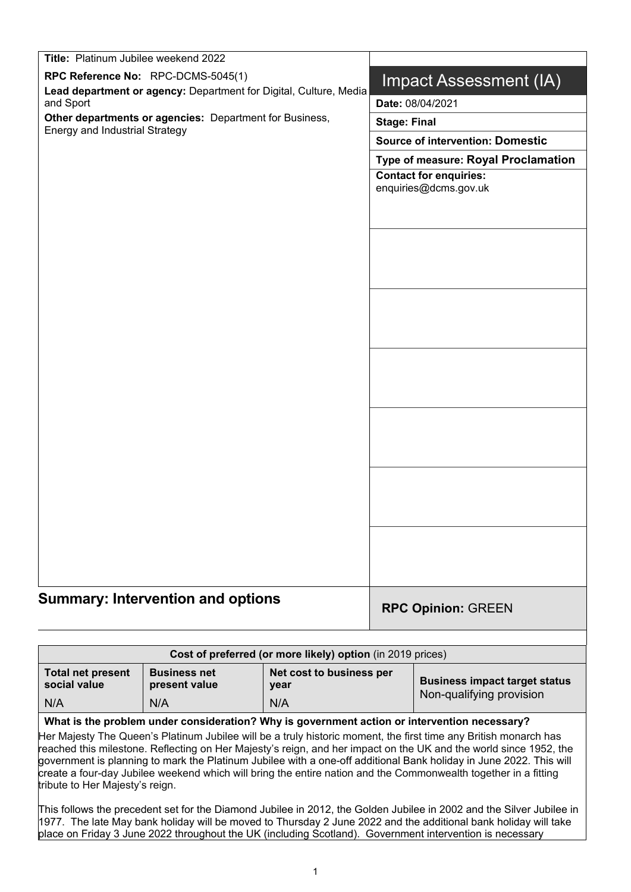**Title:** Platinum Jubilee weekend 2022

**RPC Reference No:** RPC-DCMS-5045(1)

**Lead department or agency:** Department for Digital, Culture, Media and Sport

**Other departments or agencies:** Department for Business, Energy and Industrial Strategy

# Impact Assessment (IA)

**Date:** 08/04/2021

**Stage: Final**

**Source of intervention: Domestic**

**Type of measure: Royal Proclamation**

**Contact for enquiries:**
enquiries@dcms.gov.uk

## Summary: Intervention and options

**RPC Opinion:** GREEN

| Cost of preferred (or more likely) option (in 2019 prices) | | | |
|---|---|---|---|
| **Total net present social value** | **Business net present value** | **Net cost to business per year** | **Business impact target status** |
| N/A | N/A | N/A | Non-qualifying provision |

**What is the problem under consideration? Why is government action or intervention necessary?**

Her Majesty The Queen's Platinum Jubilee will be a truly historic moment, the first time any British monarch has reached this milestone. Reflecting on Her Majesty's reign, and her impact on the UK and the world since 1952, the government is planning to mark the Platinum Jubilee with a one-off additional Bank holiday in June 2022. This will create a four-day Jubilee weekend which will bring the entire nation and the Commonwealth together in a fitting tribute to Her Majesty's reign.

This follows the precedent set for the Diamond Jubilee in 2012, the Golden Jubilee in 2002 and the Silver Jubilee in 1977. The late May bank holiday will be moved to Thursday 2 June 2022 and the additional bank holiday will take place on Friday 3 June 2022 throughout the UK (including Scotland). Government intervention is necessary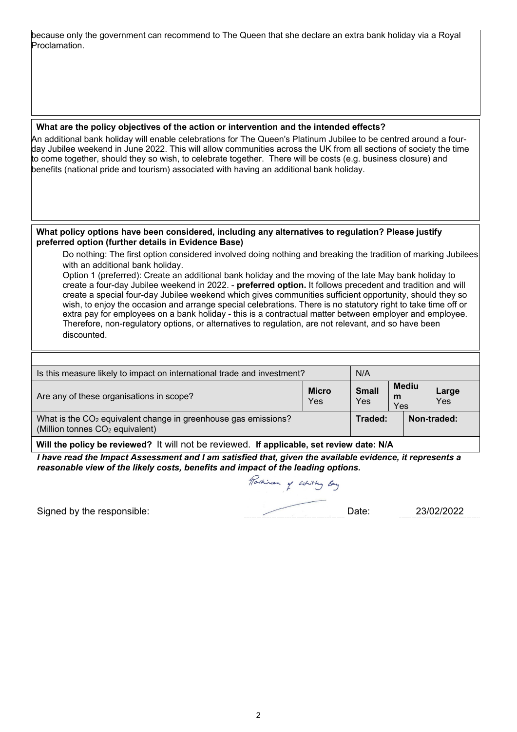because only the government can recommend to The Queen that she declare an extra bank holiday via a Royal Proclamation.

**What are the policy objectives of the action or intervention and the intended effects?**

An additional bank holiday will enable celebrations for The Queen's Platinum Jubilee to be centred around a four-day Jubilee weekend in June 2022. This will allow communities across the UK from all sections of society the time to come together, should they so wish, to celebrate together. There will be costs (e.g. business closure) and benefits (national pride and tourism) associated with having an additional bank holiday.

**What policy options have been considered, including any alternatives to regulation? Please justify preferred option (further details in Evidence Base)**

Do nothing: The first option considered involved doing nothing and breaking the tradition of marking Jubilees with an additional bank holiday.

Option 1 (preferred): Create an additional bank holiday and the moving of the late May bank holiday to create a four-day Jubilee weekend in 2022. - **preferred option.** It follows precedent and tradition and will create a special four-day Jubilee weekend which gives communities sufficient opportunity, should they so wish, to enjoy the occasion and arrange special celebrations. There is no statutory right to take time off or extra pay for employees on a bank holiday - this is a contractual matter between employer and employee. Therefore, non-regulatory options, or alternatives to regulation, are not relevant, and so have been discounted.

| Is this measure likely to impact on international trade and investment? | | N/A | | |
|---|---|---|---|---|
| Are any of these organisations in scope? | **Micro** Yes | **Small** Yes | **Medium** Yes | **Large** Yes |
| What is the $CO_2$ equivalent change in greenhouse gas emissions? (Million tonnes $CO_2$ equivalent) | | **Traded:** | **Non-traded:** | |

**Will the policy be reviewed?** It will not be reviewed. **If applicable, set review date: N/A**

***I have read the Impact Assessment and I am satisfied that, given the available evidence, it represents a reasonable view of the likely costs, benefits and impact of the leading options.***

Signed by the responsible: Hutchinson of Whitley Bay Date: 23/02/2022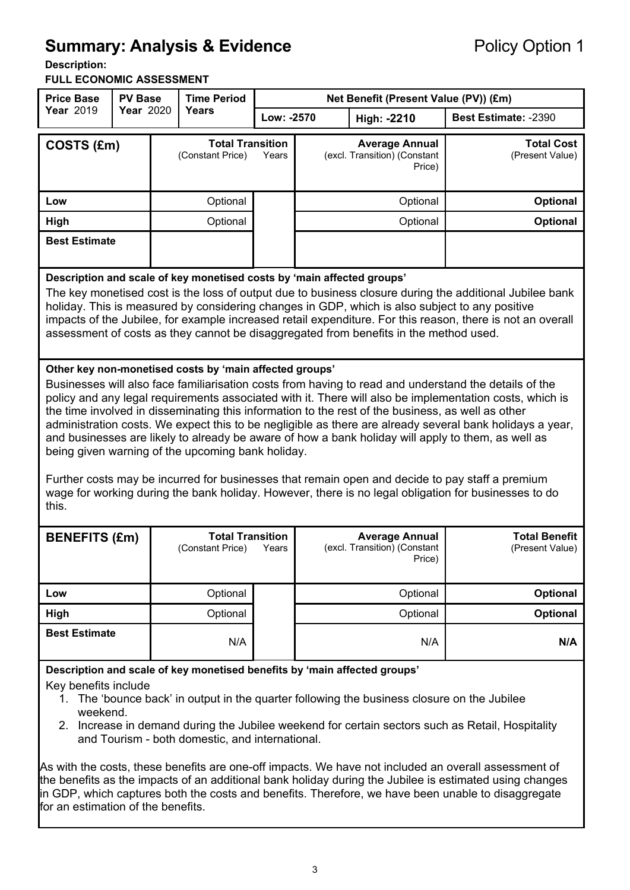# Summary: Analysis & Evidence

Policy Option 1

**Description:**

**FULL ECONOMIC ASSESSMENT**

| Price Base Year 2019 | PV Base Year 2020 | Time Period Years | Net Benefit (Present Value (PV)) (£m) | | |
|---|---|---|---|---|---|
| | | | Low: -2570 | High: -2210 | Best Estimate: -2390 |

| COSTS (£m) | Total Transition (Constant Price) | Years | Average Annual (excl. Transition) (Constant Price) | Total Cost (Present Value) |
|---|---|---|---|---|
| Low | Optional | | Optional | **Optional** |
| High | Optional | | Optional | **Optional** |
| Best Estimate | | | | |

**Description and scale of key monetised costs by 'main affected groups'**

The key monetised cost is the loss of output due to business closure during the additional Jubilee bank holiday. This is measured by considering changes in GDP, which is also subject to any positive impacts of the Jubilee, for example increased retail expenditure. For this reason, there is not an overall assessment of costs as they cannot be disaggregated from benefits in the method used.

**Other key non-monetised costs by 'main affected groups'**

Businesses will also face familiarisation costs from having to read and understand the details of the policy and any legal requirements associated with it. There will also be implementation costs, which is the time involved in disseminating this information to the rest of the business, as well as other administration costs. We expect this to be negligible as there are already several bank holidays a year, and businesses are likely to already be aware of how a bank holiday will apply to them, as well as being given warning of the upcoming bank holiday.

Further costs may be incurred for businesses that remain open and decide to pay staff a premium wage for working during the bank holiday. However, there is no legal obligation for businesses to do this.

| BENEFITS (£m) | Total Transition (Constant Price) | Years | Average Annual (excl. Transition) (Constant Price) | Total Benefit (Present Value) |
|---|---|---|---|---|
| Low | Optional | | Optional | **Optional** |
| High | Optional | | Optional | **Optional** |
| Best Estimate | N/A | | N/A | **N/A** |

**Description and scale of key monetised benefits by 'main affected groups'**

Key benefits include

1. The 'bounce back' in output in the quarter following the business closure on the Jubilee weekend.
2. Increase in demand during the Jubilee weekend for certain sectors such as Retail, Hospitality and Tourism - both domestic, and international.

As with the costs, these benefits are one-off impacts. We have not included an overall assessment of the benefits as the impacts of an additional bank holiday during the Jubilee is estimated using changes in GDP, which captures both the costs and benefits. Therefore, we have been unable to disaggregate for an estimation of the benefits.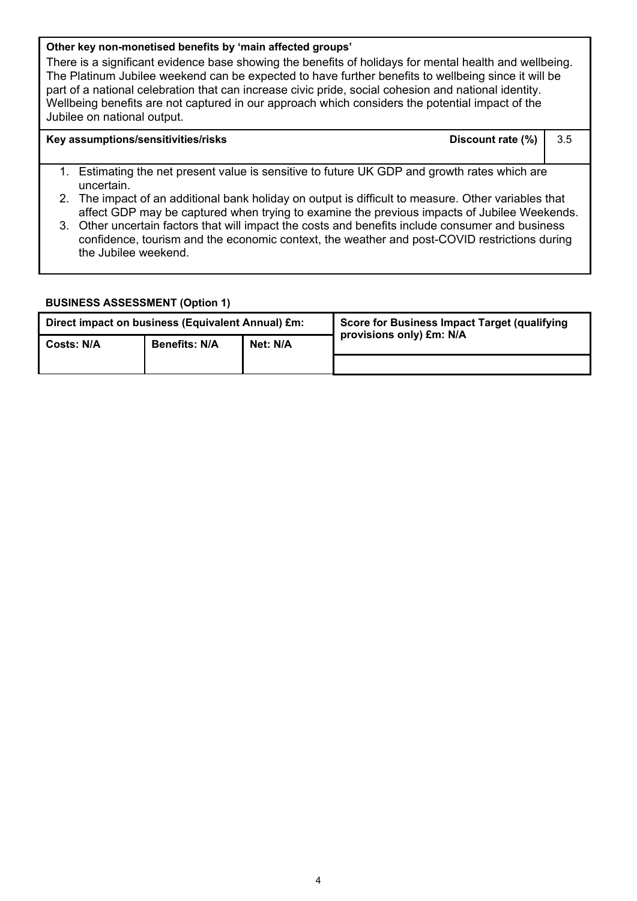**Other key non-monetised benefits by 'main affected groups'**

There is a significant evidence base showing the benefits of holidays for mental health and wellbeing. The Platinum Jubilee weekend can be expected to have further benefits to wellbeing since it will be part of a national celebration that can increase civic pride, social cohesion and national identity. Wellbeing benefits are not captured in our approach which considers the potential impact of the Jubilee on national output.

| **Key assumptions/sensitivities/risks** | **Discount rate (%)** | 3.5 |
|---|---|---|

1. Estimating the net present value is sensitive to future UK GDP and growth rates which are uncertain.
2. The impact of an additional bank holiday on output is difficult to measure. Other variables that affect GDP may be captured when trying to examine the previous impacts of Jubilee Weekends.
3. Other uncertain factors that will impact the costs and benefits include consumer and business confidence, tourism and the economic context, the weather and post-COVID restrictions during the Jubilee weekend.

**BUSINESS ASSESSMENT (Option 1)**

| **Direct impact on business (Equivalent Annual) £m:** | | | **Score for Business Impact Target (qualifying provisions only) £m: N/A** |
|---|---|---|---|
| **Costs: N/A** | **Benefits: N/A** | **Net: N/A** | |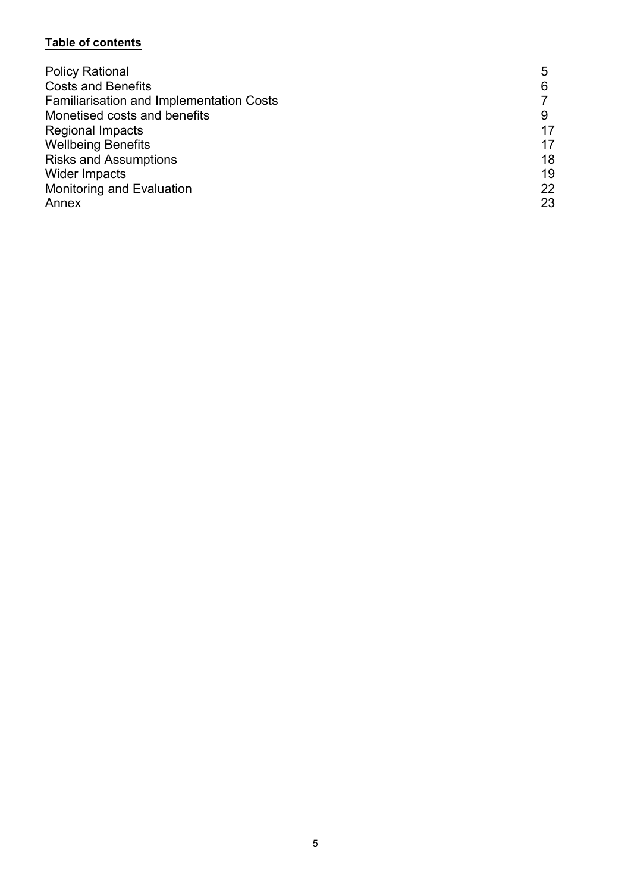**Table of contents**

| | |
|---|---|
| Policy Rational | 5 |
| Costs and Benefits | 6 |
| Familiarisation and Implementation Costs | 7 |
| Monetised costs and benefits | 9 |
| Regional Impacts | 17 |
| Wellbeing Benefits | 17 |
| Risks and Assumptions | 18 |
| Wider Impacts | 19 |
| Monitoring and Evaluation | 22 |
| Annex | 23 |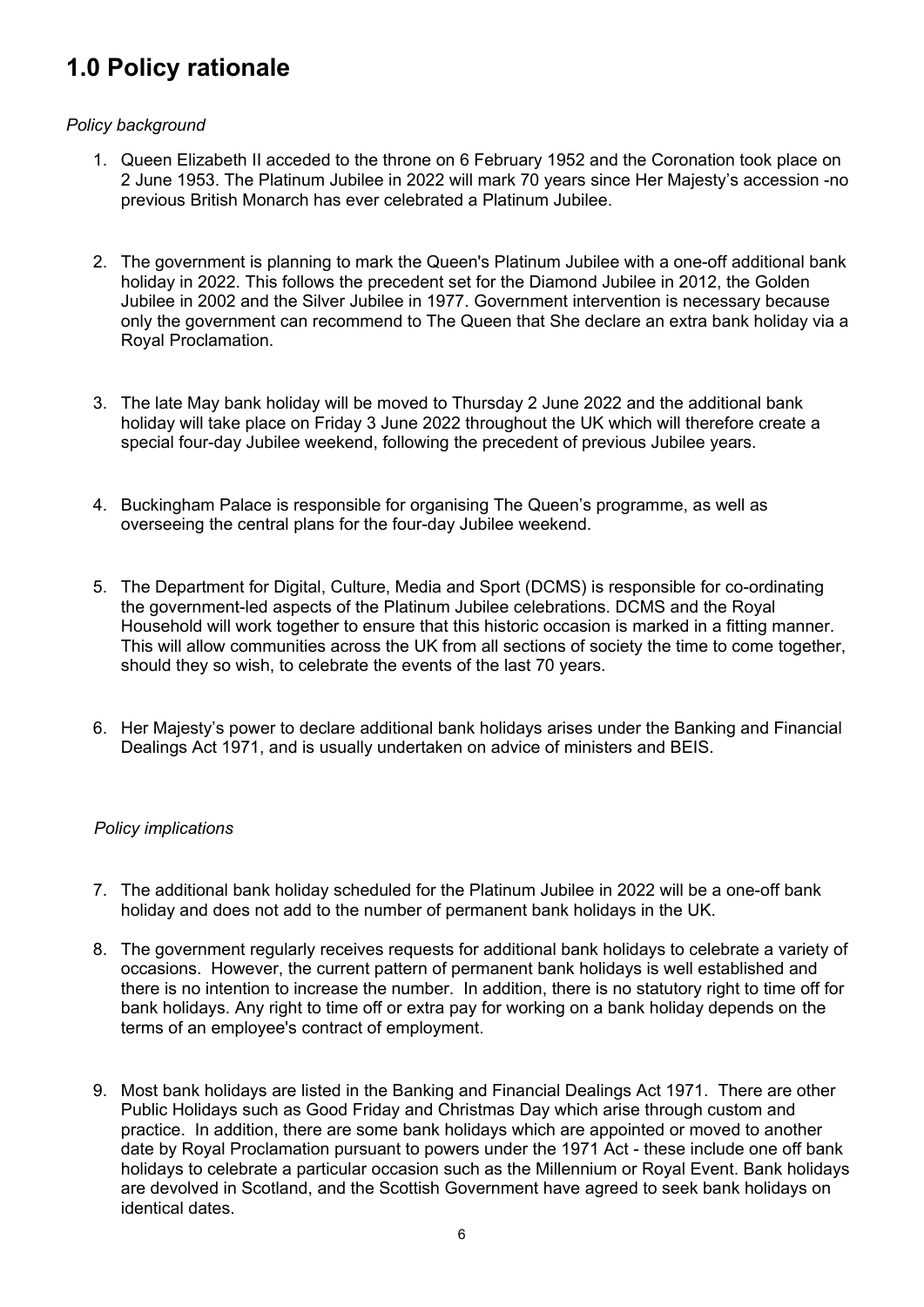# 1.0 Policy rationale

*Policy background*

1. Queen Elizabeth II acceded to the throne on 6 February 1952 and the Coronation took place on 2 June 1953. The Platinum Jubilee in 2022 will mark 70 years since Her Majesty's accession -no previous British Monarch has ever celebrated a Platinum Jubilee.

2. The government is planning to mark the Queen's Platinum Jubilee with a one-off additional bank holiday in 2022. This follows the precedent set for the Diamond Jubilee in 2012, the Golden Jubilee in 2002 and the Silver Jubilee in 1977. Government intervention is necessary because only the government can recommend to The Queen that She declare an extra bank holiday via a Royal Proclamation.

3. The late May bank holiday will be moved to Thursday 2 June 2022 and the additional bank holiday will take place on Friday 3 June 2022 throughout the UK which will therefore create a special four-day Jubilee weekend, following the precedent of previous Jubilee years.

4. Buckingham Palace is responsible for organising The Queen's programme, as well as overseeing the central plans for the four-day Jubilee weekend.

5. The Department for Digital, Culture, Media and Sport (DCMS) is responsible for co-ordinating the government-led aspects of the Platinum Jubilee celebrations. DCMS and the Royal Household will work together to ensure that this historic occasion is marked in a fitting manner. This will allow communities across the UK from all sections of society the time to come together, should they so wish, to celebrate the events of the last 70 years.

6. Her Majesty's power to declare additional bank holidays arises under the Banking and Financial Dealings Act 1971, and is usually undertaken on advice of ministers and BEIS.

*Policy implications*

7. The additional bank holiday scheduled for the Platinum Jubilee in 2022 will be a one-off bank holiday and does not add to the number of permanent bank holidays in the UK.

8. The government regularly receives requests for additional bank holidays to celebrate a variety of occasions. However, the current pattern of permanent bank holidays is well established and there is no intention to increase the number. In addition, there is no statutory right to time off for bank holidays. Any right to time off or extra pay for working on a bank holiday depends on the terms of an employee's contract of employment.

9. Most bank holidays are listed in the Banking and Financial Dealings Act 1971. There are other Public Holidays such as Good Friday and Christmas Day which arise through custom and practice. In addition, there are some bank holidays which are appointed or moved to another date by Royal Proclamation pursuant to powers under the 1971 Act - these include one off bank holidays to celebrate a particular occasion such as the Millennium or Royal Event. Bank holidays are devolved in Scotland, and the Scottish Government have agreed to seek bank holidays on identical dates.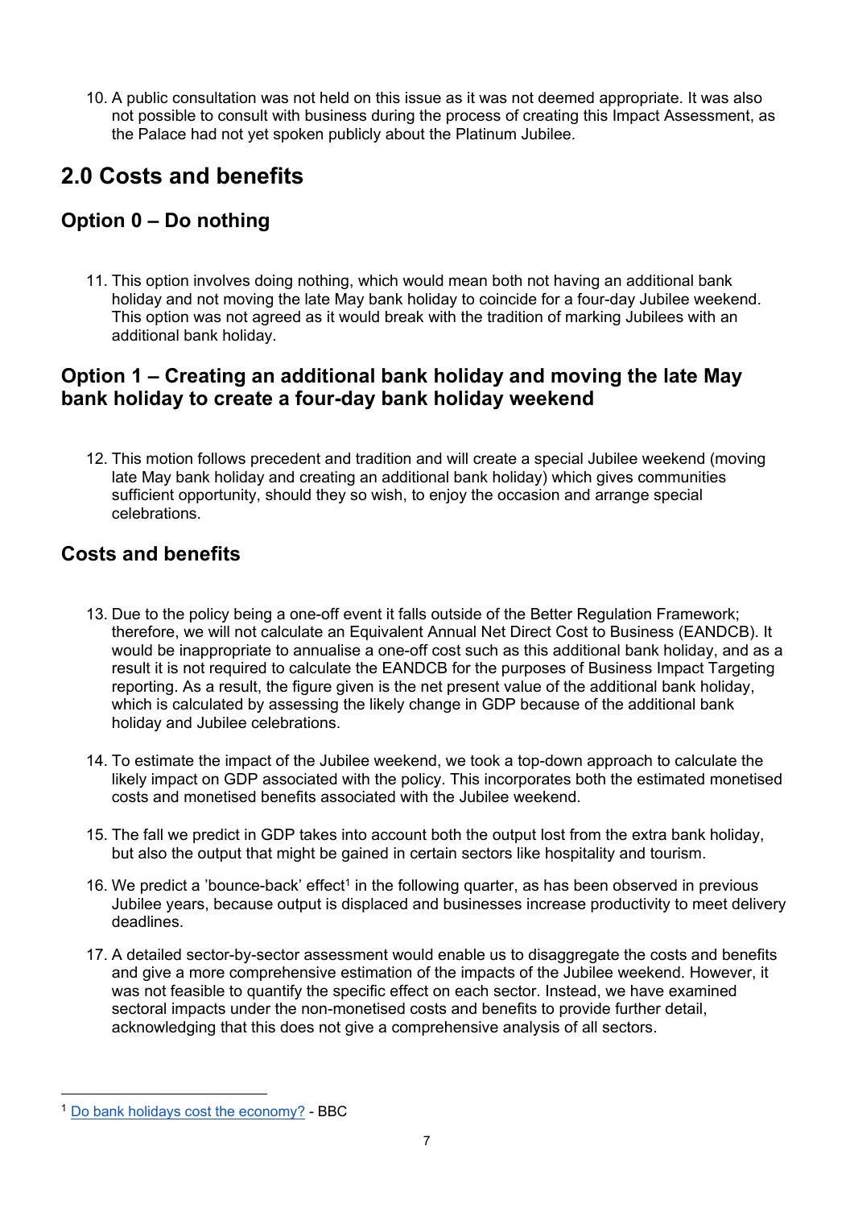10. A public consultation was not held on this issue as it was not deemed appropriate. It was also not possible to consult with business during the process of creating this Impact Assessment, as the Palace had not yet spoken publicly about the Platinum Jubilee.

## 2.0 Costs and benefits

### Option 0 – Do nothing

11. This option involves doing nothing, which would mean both not having an additional bank holiday and not moving the late May bank holiday to coincide for a four-day Jubilee weekend. This option was not agreed as it would break with the tradition of marking Jubilees with an additional bank holiday.

### Option 1 – Creating an additional bank holiday and moving the late May bank holiday to create a four-day bank holiday weekend

12. This motion follows precedent and tradition and will create a special Jubilee weekend (moving late May bank holiday and creating an additional bank holiday) which gives communities sufficient opportunity, should they so wish, to enjoy the occasion and arrange special celebrations.

### Costs and benefits

13. Due to the policy being a one-off event it falls outside of the Better Regulation Framework; therefore, we will not calculate an Equivalent Annual Net Direct Cost to Business (EANDCB). It would be inappropriate to annualise a one-off cost such as this additional bank holiday, and as a result it is not required to calculate the EANDCB for the purposes of Business Impact Targeting reporting. As a result, the figure given is the net present value of the additional bank holiday, which is calculated by assessing the likely change in GDP because of the additional bank holiday and Jubilee celebrations.

14. To estimate the impact of the Jubilee weekend, we took a top-down approach to calculate the likely impact on GDP associated with the policy. This incorporates both the estimated monetised costs and monetised benefits associated with the Jubilee weekend.

15. The fall we predict in GDP takes into account both the output lost from the extra bank holiday, but also the output that might be gained in certain sectors like hospitality and tourism.

16. We predict a 'bounce-back' effect[1] in the following quarter, as has been observed in previous Jubilee years, because output is displaced and businesses increase productivity to meet delivery deadlines.

17. A detailed sector-by-sector assessment would enable us to disaggregate the costs and benefits and give a more comprehensive estimation of the impacts of the Jubilee weekend. However, it was not feasible to quantify the specific effect on each sector. Instead, we have examined sectoral impacts under the non-monetised costs and benefits to provide further detail, acknowledging that this does not give a comprehensive analysis of all sectors.

---

[1] Do bank holidays cost the economy? - BBC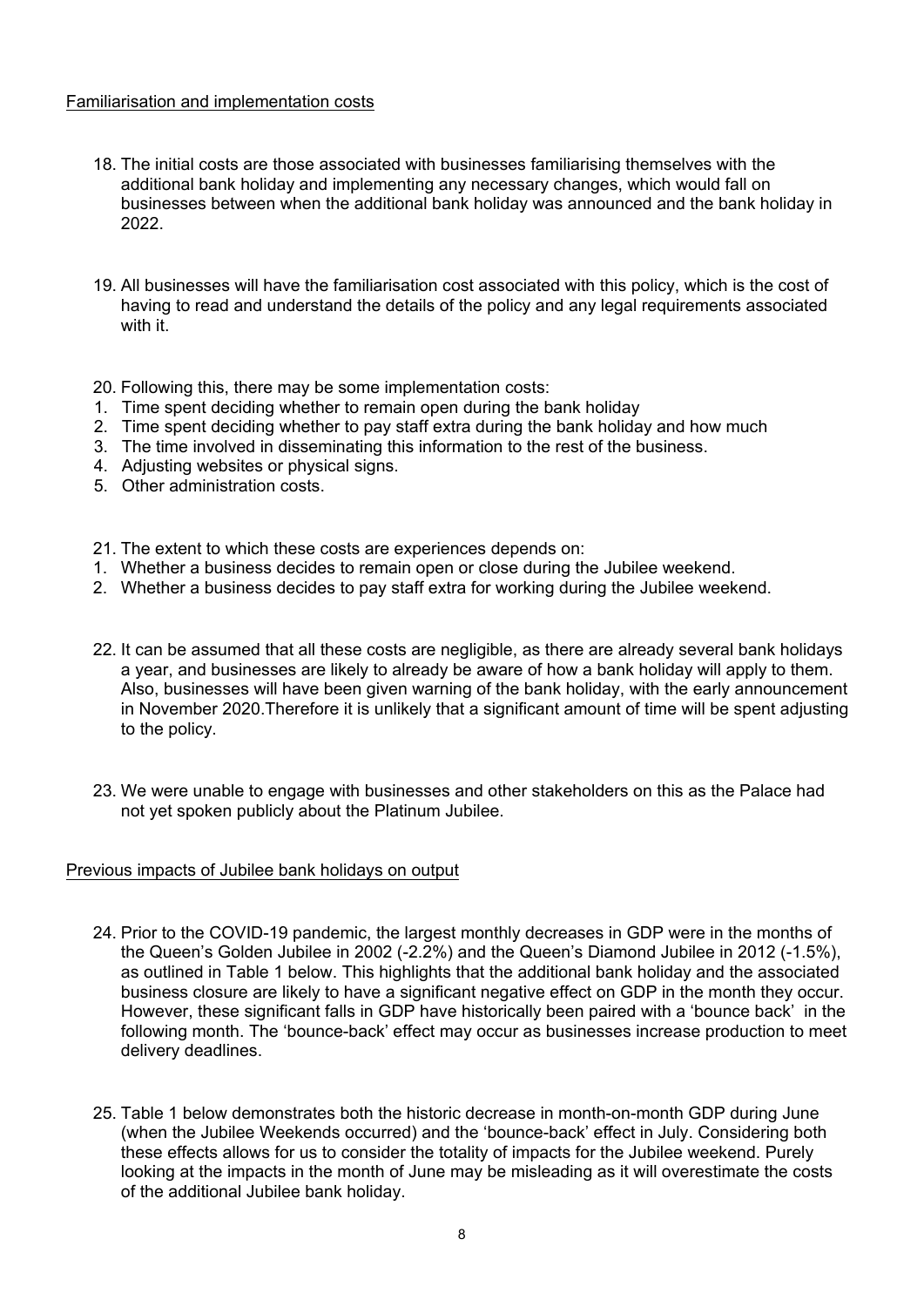Familiarisation and implementation costs

18. The initial costs are those associated with businesses familiarising themselves with the additional bank holiday and implementing any necessary changes, which would fall on businesses between when the additional bank holiday was announced and the bank holiday in 2022.

19. All businesses will have the familiarisation cost associated with this policy, which is the cost of having to read and understand the details of the policy and any legal requirements associated with it.

20. Following this, there may be some implementation costs:
    1. Time spent deciding whether to remain open during the bank holiday
    2. Time spent deciding whether to pay staff extra during the bank holiday and how much
    3. The time involved in disseminating this information to the rest of the business.
    4. Adjusting websites or physical signs.
    5. Other administration costs.

21. The extent to which these costs are experiences depends on:
    1. Whether a business decides to remain open or close during the Jubilee weekend.
    2. Whether a business decides to pay staff extra for working during the Jubilee weekend.

22. It can be assumed that all these costs are negligible, as there are already several bank holidays a year, and businesses are likely to already be aware of how a bank holiday will apply to them. Also, businesses will have been given warning of the bank holiday, with the early announcement in November 2020.Therefore it is unlikely that a significant amount of time will be spent adjusting to the policy.

23. We were unable to engage with businesses and other stakeholders on this as the Palace had not yet spoken publicly about the Platinum Jubilee.

Previous impacts of Jubilee bank holidays on output

24. Prior to the COVID-19 pandemic, the largest monthly decreases in GDP were in the months of the Queen's Golden Jubilee in 2002 (-2.2%) and the Queen's Diamond Jubilee in 2012 (-1.5%), as outlined in Table 1 below. This highlights that the additional bank holiday and the associated business closure are likely to have a significant negative effect on GDP in the month they occur. However, these significant falls in GDP have historically been paired with a 'bounce back' in the following month. The 'bounce-back' effect may occur as businesses increase production to meet delivery deadlines.

25. Table 1 below demonstrates both the historic decrease in month-on-month GDP during June (when the Jubilee Weekends occurred) and the 'bounce-back' effect in July. Considering both these effects allows for us to consider the totality of impacts for the Jubilee weekend. Purely looking at the impacts in the month of June may be misleading as it will overestimate the costs of the additional Jubilee bank holiday.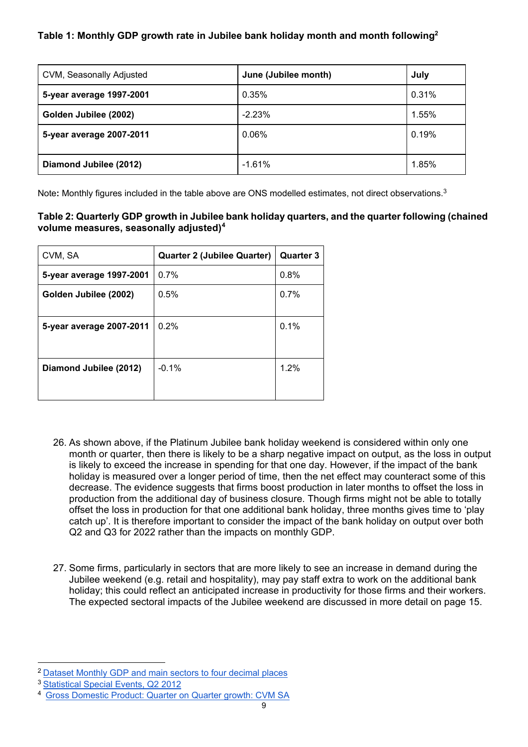**Table 1: Monthly GDP growth rate in Jubilee bank holiday month and month following[2]**

| CVM, Seasonally Adjusted | June (Jubilee month) | July |
|---|---|---|
| **5-year average 1997-2001** | 0.35% | 0.31% |
| **Golden Jubilee (2002)** | -2.23% | 1.55% |
| **5-year average 2007-2011** | 0.06% | 0.19% |
| **Diamond Jubilee (2012)** | -1.61% | 1.85% |

Note**:** Monthly figures included in the table above are ONS modelled estimates, not direct observations.[3]

**Table 2: Quarterly GDP growth in Jubilee bank holiday quarters, and the quarter following (chained volume measures, seasonally adjusted)[4]**

| CVM, SA | Quarter 2 (Jubilee Quarter) | Quarter 3 |
|---|---|---|
| **5-year average 1997-2001** | 0.7% | 0.8% |
| **Golden Jubilee (2002)** | 0.5% | 0.7% |
| **5-year average 2007-2011** | 0.2% | 0.1% |
| **Diamond Jubilee (2012)** | -0.1% | 1.2% |

26. As shown above, if the Platinum Jubilee bank holiday weekend is considered within only one month or quarter, then there is likely to be a sharp negative impact on output, as the loss in output is likely to exceed the increase in spending for that one day. However, if the impact of the bank holiday is measured over a longer period of time, then the net effect may counteract some of this decrease. The evidence suggests that firms boost production in later months to offset the loss in production from the additional day of business closure. Though firms might not be able to totally offset the loss in production for that one additional bank holiday, three months gives time to 'play catch up'. It is therefore important to consider the impact of the bank holiday on output over both Q2 and Q3 for 2022 rather than the impacts on monthly GDP.

27. Some firms, particularly in sectors that are more likely to see an increase in demand during the Jubilee weekend (e.g. retail and hospitality), may pay staff extra to work on the additional bank holiday; this could reflect an anticipated increase in productivity for those firms and their workers. The expected sectoral impacts of the Jubilee weekend are discussed in more detail on page 15.

---

[2] Dataset Monthly GDP and main sectors to four decimal places

[3] Statistical Special Events, Q2 2012

[4] Gross Domestic Product: Quarter on Quarter growth: CVM SA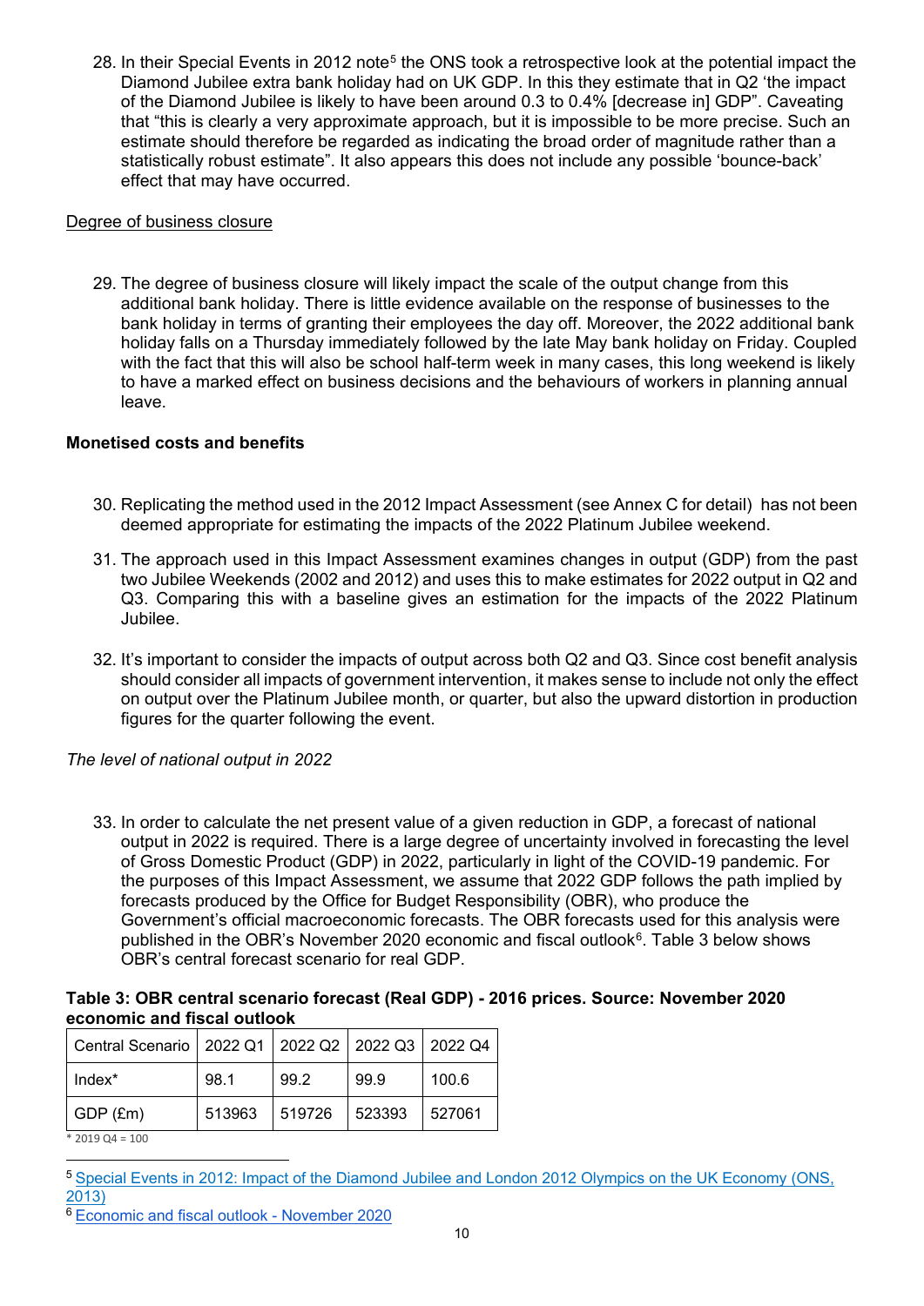28. In their Special Events in 2012 note[5] the ONS took a retrospective look at the potential impact the Diamond Jubilee extra bank holiday had on UK GDP. In this they estimate that in Q2 'the impact of the Diamond Jubilee is likely to have been around 0.3 to 0.4% [decrease in] GDP". Caveating that "this is clearly a very approximate approach, but it is impossible to be more precise. Such an estimate should therefore be regarded as indicating the broad order of magnitude rather than a statistically robust estimate". It also appears this does not include any possible 'bounce-back' effect that may have occurred.

<u>Degree of business closure</u>

29. The degree of business closure will likely impact the scale of the output change from this additional bank holiday. There is little evidence available on the response of businesses to the bank holiday in terms of granting their employees the day off. Moreover, the 2022 additional bank holiday falls on a Thursday immediately followed by the late May bank holiday on Friday. Coupled with the fact that this will also be school half-term week in many cases, this long weekend is likely to have a marked effect on business decisions and the behaviours of workers in planning annual leave.

**Monetised costs and benefits**

30. Replicating the method used in the 2012 Impact Assessment (see Annex C for detail) has not been deemed appropriate for estimating the impacts of the 2022 Platinum Jubilee weekend.

31. The approach used in this Impact Assessment examines changes in output (GDP) from the past two Jubilee Weekends (2002 and 2012) and uses this to make estimates for 2022 output in Q2 and Q3. Comparing this with a baseline gives an estimation for the impacts of the 2022 Platinum Jubilee.

32. It's important to consider the impacts of output across both Q2 and Q3. Since cost benefit analysis should consider all impacts of government intervention, it makes sense to include not only the effect on output over the Platinum Jubilee month, or quarter, but also the upward distortion in production figures for the quarter following the event.

*The level of national output in 2022*

33. In order to calculate the net present value of a given reduction in GDP, a forecast of national output in 2022 is required. There is a large degree of uncertainty involved in forecasting the level of Gross Domestic Product (GDP) in 2022, particularly in light of the COVID-19 pandemic. For the purposes of this Impact Assessment, we assume that 2022 GDP follows the path implied by forecasts produced by the Office for Budget Responsibility (OBR), who produce the Government's official macroeconomic forecasts. The OBR forecasts used for this analysis were published in the OBR's November 2020 economic and fiscal outlook[6]. Table 3 below shows OBR's central forecast scenario for real GDP.

**Table 3: OBR central scenario forecast (Real GDP) - 2016 prices. Source: November 2020 economic and fiscal outlook**

| Central Scenario | 2022 Q1 | 2022 Q2 | 2022 Q3 | 2022 Q4 |
|---|---|---|---|---|
| Index* | 98.1 | 99.2 | 99.9 | 100.6 |
| GDP (£m) | 513963 | 519726 | 523393 | 527061 |

\* 2019 Q4 = 100

[5] Special Events in 2012: Impact of the Diamond Jubilee and London 2012 Olympics on the UK Economy (ONS, 2013)

[6] Economic and fiscal outlook - November 2020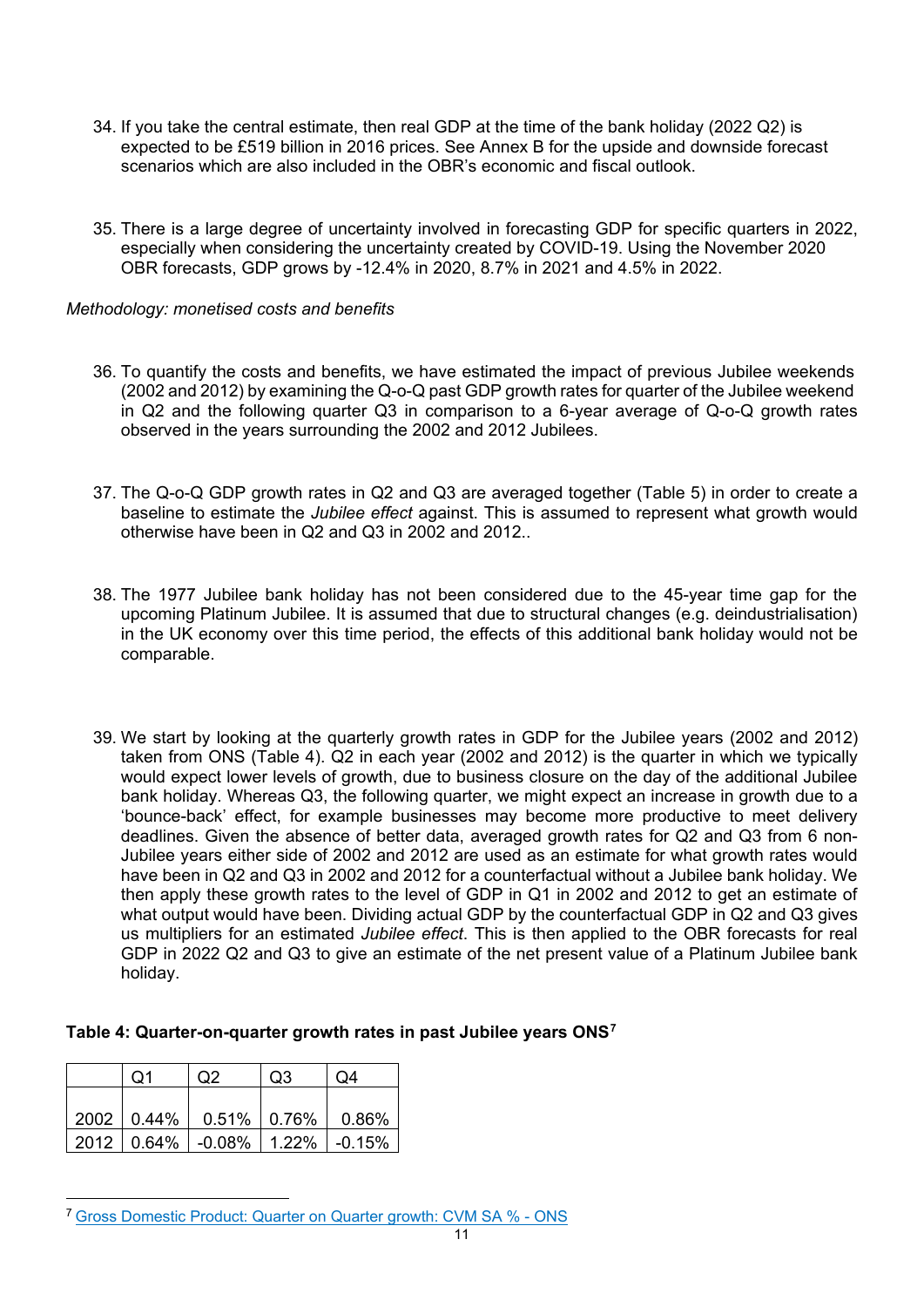34. If you take the central estimate, then real GDP at the time of the bank holiday (2022 Q2) is expected to be £519 billion in 2016 prices. See Annex B for the upside and downside forecast scenarios which are also included in the OBR's economic and fiscal outlook.

35. There is a large degree of uncertainty involved in forecasting GDP for specific quarters in 2022, especially when considering the uncertainty created by COVID-19. Using the November 2020 OBR forecasts, GDP grows by -12.4% in 2020, 8.7% in 2021 and 4.5% in 2022.

*Methodology: monetised costs and benefits*

36. To quantify the costs and benefits, we have estimated the impact of previous Jubilee weekends (2002 and 2012) by examining the Q-o-Q past GDP growth rates for quarter of the Jubilee weekend in Q2 and the following quarter Q3 in comparison to a 6-year average of Q-o-Q growth rates observed in the years surrounding the 2002 and 2012 Jubilees.

37. The Q-o-Q GDP growth rates in Q2 and Q3 are averaged together (Table 5) in order to create a baseline to estimate the *Jubilee effect* against. This is assumed to represent what growth would otherwise have been in Q2 and Q3 in 2002 and 2012..

38. The 1977 Jubilee bank holiday has not been considered due to the 45-year time gap for the upcoming Platinum Jubilee. It is assumed that due to structural changes (e.g. deindustrialisation) in the UK economy over this time period, the effects of this additional bank holiday would not be comparable.

39. We start by looking at the quarterly growth rates in GDP for the Jubilee years (2002 and 2012) taken from ONS (Table 4). Q2 in each year (2002 and 2012) is the quarter in which we typically would expect lower levels of growth, due to business closure on the day of the additional Jubilee bank holiday. Whereas Q3, the following quarter, we might expect an increase in growth due to a 'bounce-back' effect, for example businesses may become more productive to meet delivery deadlines. Given the absence of better data, averaged growth rates for Q2 and Q3 from 6 non-Jubilee years either side of 2002 and 2012 are used as an estimate for what growth rates would have been in Q2 and Q3 in 2002 and 2012 for a counterfactual without a Jubilee bank holiday. We then apply these growth rates to the level of GDP in Q1 in 2002 and 2012 to get an estimate of what output would have been. Dividing actual GDP by the counterfactual GDP in Q2 and Q3 gives us multipliers for an estimated *Jubilee effect*. This is then applied to the OBR forecasts for real GDP in 2022 Q2 and Q3 to give an estimate of the net present value of a Platinum Jubilee bank holiday.

**Table 4: Quarter-on-quarter growth rates in past Jubilee years ONS[7]**

| | Q1 | Q2 | Q3 | Q4 |
|---|---|---|---|---|
| 2002 | 0.44% | 0.51% | 0.76% | 0.86% |
| 2012 | 0.64% | -0.08% | 1.22% | -0.15% |

[7] Gross Domestic Product: Quarter on Quarter growth: CVM SA % - ONS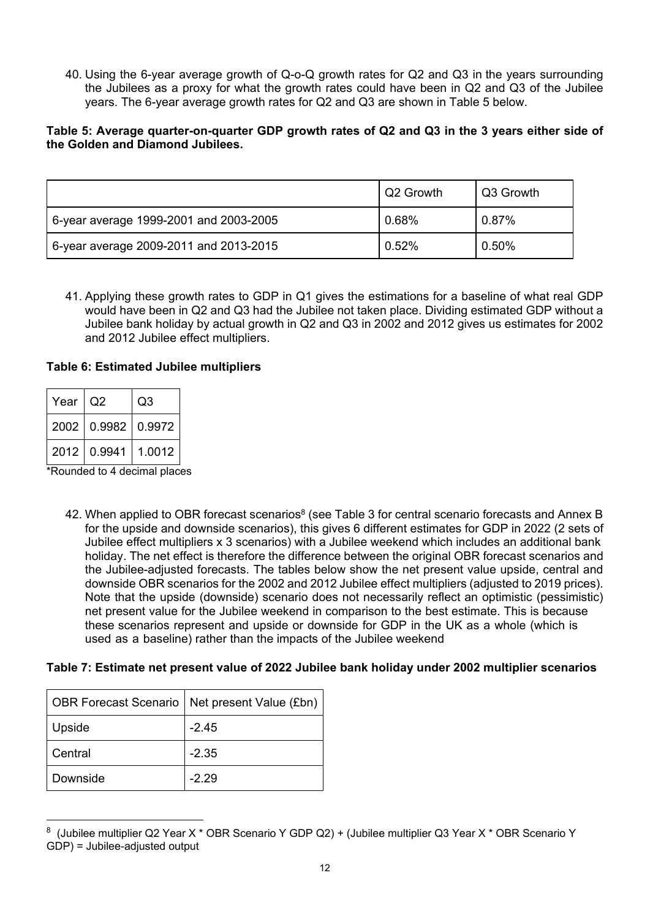40. Using the 6-year average growth of Q-o-Q growth rates for Q2 and Q3 in the years surrounding the Jubilees as a proxy for what the growth rates could have been in Q2 and Q3 of the Jubilee years. The 6-year average growth rates for Q2 and Q3 are shown in Table 5 below.

**Table 5: Average quarter-on-quarter GDP growth rates of Q2 and Q3 in the 3 years either side of the Golden and Diamond Jubilees.**

| | Q2 Growth | Q3 Growth |
|---|---|---|
| 6-year average 1999-2001 and 2003-2005 | 0.68% | 0.87% |
| 6-year average 2009-2011 and 2013-2015 | 0.52% | 0.50% |

41. Applying these growth rates to GDP in Q1 gives the estimations for a baseline of what real GDP would have been in Q2 and Q3 had the Jubilee not taken place. Dividing estimated GDP without a Jubilee bank holiday by actual growth in Q2 and Q3 in 2002 and 2012 gives us estimates for 2002 and 2012 Jubilee effect multipliers.

**Table 6: Estimated Jubilee multipliers**

| Year | Q2 | Q3 |
|---|---|---|
| 2002 | 0.9982 | 0.9972 |
| 2012 | 0.9941 | 1.0012 |

*Rounded to 4 decimal places

42. When applied to OBR forecast scenarios[8] (see Table 3 for central scenario forecasts and Annex B for the upside and downside scenarios), this gives 6 different estimates for GDP in 2022 (2 sets of Jubilee effect multipliers x 3 scenarios) with a Jubilee weekend which includes an additional bank holiday. The net effect is therefore the difference between the original OBR forecast scenarios and the Jubilee-adjusted forecasts. The tables below show the net present value upside, central and downside OBR scenarios for the 2002 and 2012 Jubilee effect multipliers (adjusted to 2019 prices). Note that the upside (downside) scenario does not necessarily reflect an optimistic (pessimistic) net present value for the Jubilee weekend in comparison to the best estimate. This is because these scenarios represent and upside or downside for GDP in the UK as a whole (which is used as a baseline) rather than the impacts of the Jubilee weekend

**Table 7: Estimate net present value of 2022 Jubilee bank holiday under 2002 multiplier scenarios**

| OBR Forecast Scenario | Net present Value (£bn) |
|---|---|
| Upside | -2.45 |
| Central | -2.35 |
| Downside | -2.29 |

[8] (Jubilee multiplier Q2 Year X * OBR Scenario Y GDP Q2) + (Jubilee multiplier Q3 Year X * OBR Scenario Y GDP) = Jubilee-adjusted output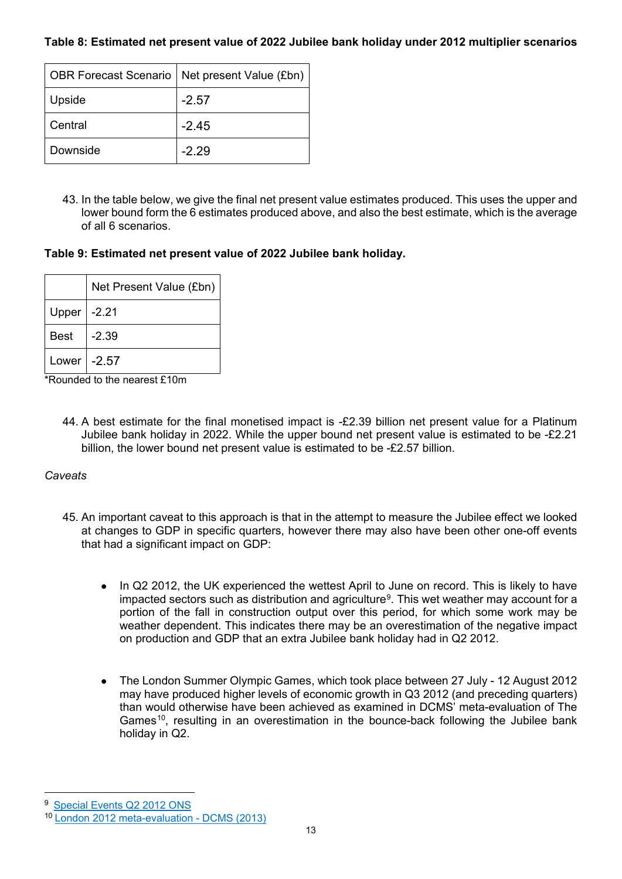**Table 8: Estimated net present value of 2022 Jubilee bank holiday under 2012 multiplier scenarios**

| OBR Forecast Scenario | Net present Value (£bn) |
|---|---|
| Upside | -2.57 |
| Central | -2.45 |
| Downside | -2.29 |

43. In the table below, we give the final net present value estimates produced. This uses the upper and lower bound form the 6 estimates produced above, and also the best estimate, which is the average of all 6 scenarios.

**Table 9: Estimated net present value of 2022 Jubilee bank holiday.**

| | Net Present Value (£bn) |
|---|---|
| Upper | -2.21 |
| Best | -2.39 |
| Lower | -2.57 |

*Rounded to the nearest £10m

44. A best estimate for the final monetised impact is -£2.39 billion net present value for a Platinum Jubilee bank holiday in 2022. While the upper bound net present value is estimated to be -£2.21 billion, the lower bound net present value is estimated to be -£2.57 billion.

*Caveats*

45. An important caveat to this approach is that in the attempt to measure the Jubilee effect we looked at changes to GDP in specific quarters, however there may also have been other one-off events that had a significant impact on GDP:

- In Q2 2012, the UK experienced the wettest April to June on record. This is likely to have impacted sectors such as distribution and agriculture[9]. This wet weather may account for a portion of the fall in construction output over this period, for which some work may be weather dependent. This indicates there may be an overestimation of the negative impact on production and GDP that an extra Jubilee bank holiday had in Q2 2012.

- The London Summer Olympic Games, which took place between 27 July - 12 August 2012 may have produced higher levels of economic growth in Q3 2012 (and preceding quarters) than would otherwise have been achieved as examined in DCMS' meta-evaluation of The Games[10], resulting in an overestimation in the bounce-back following the Jubilee bank holiday in Q2.

[9] Special Events Q2 2012 ONS

[10] London 2012 meta-evaluation - DCMS (2013)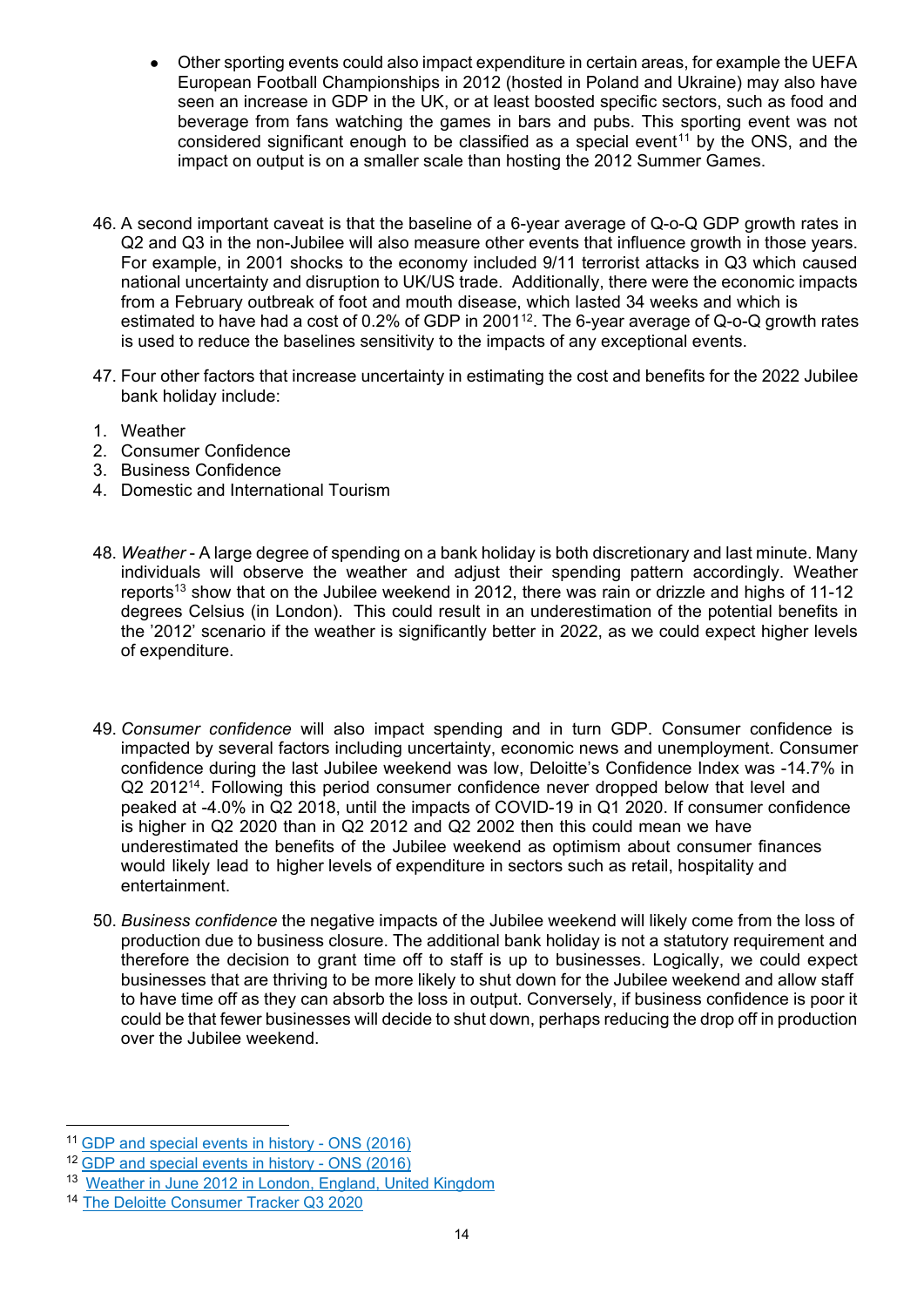- Other sporting events could also impact expenditure in certain areas, for example the UEFA European Football Championships in 2012 (hosted in Poland and Ukraine) may also have seen an increase in GDP in the UK, or at least boosted specific sectors, such as food and beverage from fans watching the games in bars and pubs. This sporting event was not considered significant enough to be classified as a special event[11] by the ONS, and the impact on output is on a smaller scale than hosting the 2012 Summer Games.

46. A second important caveat is that the baseline of a 6-year average of Q-o-Q GDP growth rates in Q2 and Q3 in the non-Jubilee will also measure other events that influence growth in those years. For example, in 2001 shocks to the economy included 9/11 terrorist attacks in Q3 which caused national uncertainty and disruption to UK/US trade. Additionally, there were the economic impacts from a February outbreak of foot and mouth disease, which lasted 34 weeks and which is estimated to have had a cost of 0.2% of GDP in 2001[12]. The 6-year average of Q-o-Q growth rates is used to reduce the baselines sensitivity to the impacts of any exceptional events.

47. Four other factors that increase uncertainty in estimating the cost and benefits for the 2022 Jubilee bank holiday include:

1. Weather
2. Consumer Confidence
3. Business Confidence
4. Domestic and International Tourism

48. *Weather* - A large degree of spending on a bank holiday is both discretionary and last minute. Many individuals will observe the weather and adjust their spending pattern accordingly. Weather reports[13] show that on the Jubilee weekend in 2012, there was rain or drizzle and highs of 11-12 degrees Celsius (in London). This could result in an underestimation of the potential benefits in the '2012' scenario if the weather is significantly better in 2022, as we could expect higher levels of expenditure.

49. *Consumer confidence* will also impact spending and in turn GDP. Consumer confidence is impacted by several factors including uncertainty, economic news and unemployment. Consumer confidence during the last Jubilee weekend was low, Deloitte's Confidence Index was -14.7% in Q2 2012[14]. Following this period consumer confidence never dropped below that level and peaked at -4.0% in Q2 2018, until the impacts of COVID-19 in Q1 2020. If consumer confidence is higher in Q2 2020 than in Q2 2012 and Q2 2002 then this could mean we have underestimated the benefits of the Jubilee weekend as optimism about consumer finances would likely lead to higher levels of expenditure in sectors such as retail, hospitality and entertainment.

50. *Business confidence* the negative impacts of the Jubilee weekend will likely come from the loss of production due to business closure. The additional bank holiday is not a statutory requirement and therefore the decision to grant time off to staff is up to businesses. Logically, we could expect businesses that are thriving to be more likely to shut down for the Jubilee weekend and allow staff to have time off as they can absorb the loss in output. Conversely, if business confidence is poor it could be that fewer businesses will decide to shut down, perhaps reducing the drop off in production over the Jubilee weekend.

---

[11] GDP and special events in history - ONS (2016)

[12] GDP and special events in history - ONS (2016)

[13] Weather in June 2012 in London, England, United Kingdom

[14] The Deloitte Consumer Tracker Q3 2020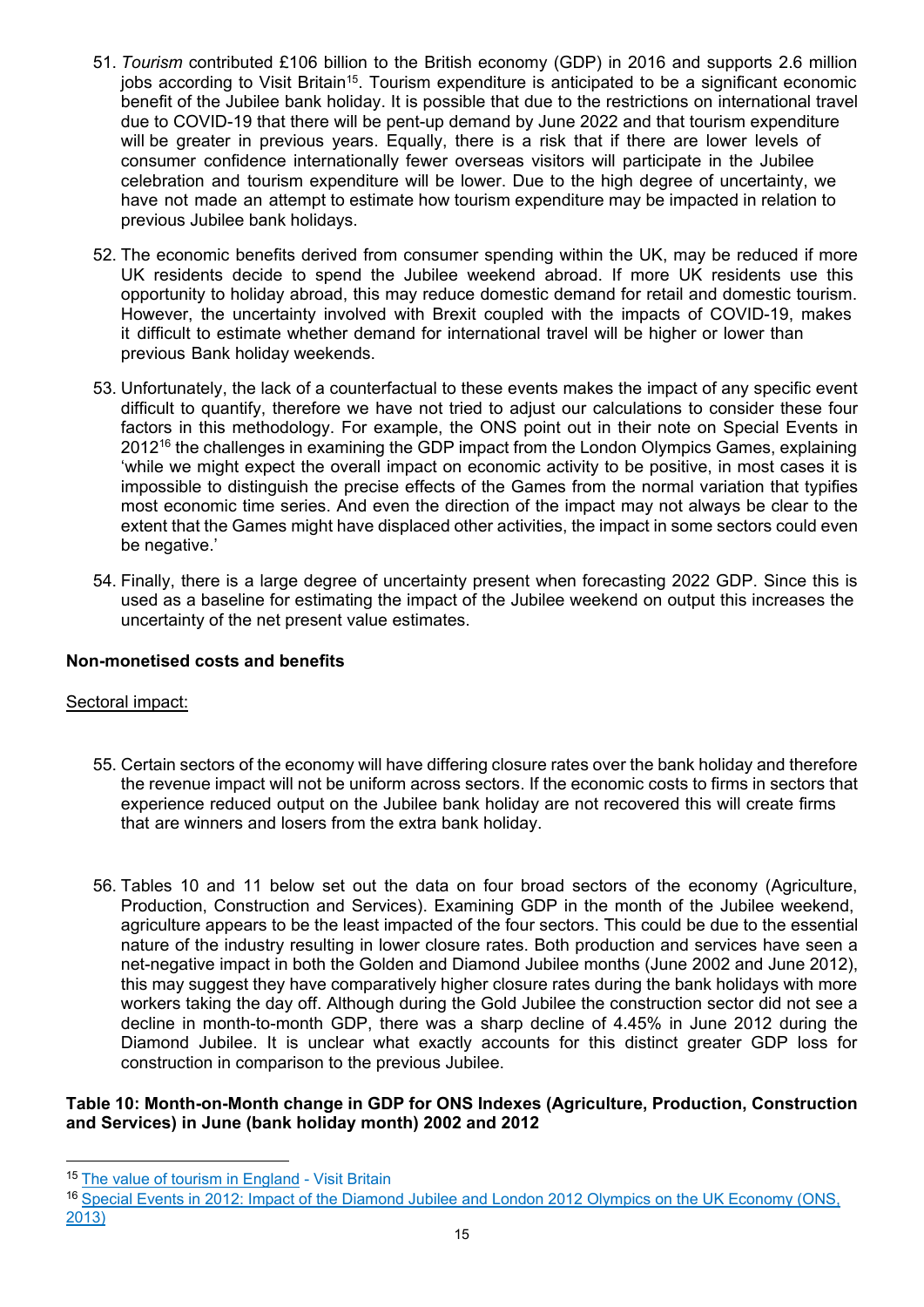51. *Tourism* contributed £106 billion to the British economy (GDP) in 2016 and supports 2.6 million jobs according to Visit Britain[15]. Tourism expenditure is anticipated to be a significant economic benefit of the Jubilee bank holiday. It is possible that due to the restrictions on international travel due to COVID-19 that there will be pent-up demand by June 2022 and that tourism expenditure will be greater in previous years. Equally, there is a risk that if there are lower levels of consumer confidence internationally fewer overseas visitors will participate in the Jubilee celebration and tourism expenditure will be lower. Due to the high degree of uncertainty, we have not made an attempt to estimate how tourism expenditure may be impacted in relation to previous Jubilee bank holidays.

52. The economic benefits derived from consumer spending within the UK, may be reduced if more UK residents decide to spend the Jubilee weekend abroad. If more UK residents use this opportunity to holiday abroad, this may reduce domestic demand for retail and domestic tourism. However, the uncertainty involved with Brexit coupled with the impacts of COVID-19, makes it difficult to estimate whether demand for international travel will be higher or lower than previous Bank holiday weekends.

53. Unfortunately, the lack of a counterfactual to these events makes the impact of any specific event difficult to quantify, therefore we have not tried to adjust our calculations to consider these four factors in this methodology. For example, the ONS point out in their note on Special Events in 2012[16] the challenges in examining the GDP impact from the London Olympics Games, explaining 'while we might expect the overall impact on economic activity to be positive, in most cases it is impossible to distinguish the precise effects of the Games from the normal variation that typifies most economic time series. And even the direction of the impact may not always be clear to the extent that the Games might have displaced other activities, the impact in some sectors could even be negative.'

54. Finally, there is a large degree of uncertainty present when forecasting 2022 GDP. Since this is used as a baseline for estimating the impact of the Jubilee weekend on output this increases the uncertainty of the net present value estimates.

**Non-monetised costs and benefits**

Sectoral impact:

55. Certain sectors of the economy will have differing closure rates over the bank holiday and therefore the revenue impact will not be uniform across sectors. If the economic costs to firms in sectors that experience reduced output on the Jubilee bank holiday are not recovered this will create firms that are winners and losers from the extra bank holiday.

56. Tables 10 and 11 below set out the data on four broad sectors of the economy (Agriculture, Production, Construction and Services). Examining GDP in the month of the Jubilee weekend, agriculture appears to be the least impacted of the four sectors. This could be due to the essential nature of the industry resulting in lower closure rates. Both production and services have seen a net-negative impact in both the Golden and Diamond Jubilee months (June 2002 and June 2012), this may suggest they have comparatively higher closure rates during the bank holidays with more workers taking the day off. Although during the Gold Jubilee the construction sector did not see a decline in month-to-month GDP, there was a sharp decline of 4.45% in June 2012 during the Diamond Jubilee. It is unclear what exactly accounts for this distinct greater GDP loss for construction in comparison to the previous Jubilee.

**Table 10: Month-on-Month change in GDP for ONS Indexes (Agriculture, Production, Construction and Services) in June (bank holiday month) 2002 and 2012**

[15] The value of tourism in England - Visit Britain

[16] Special Events in 2012: Impact of the Diamond Jubilee and London 2012 Olympics on the UK Economy (ONS, 2013)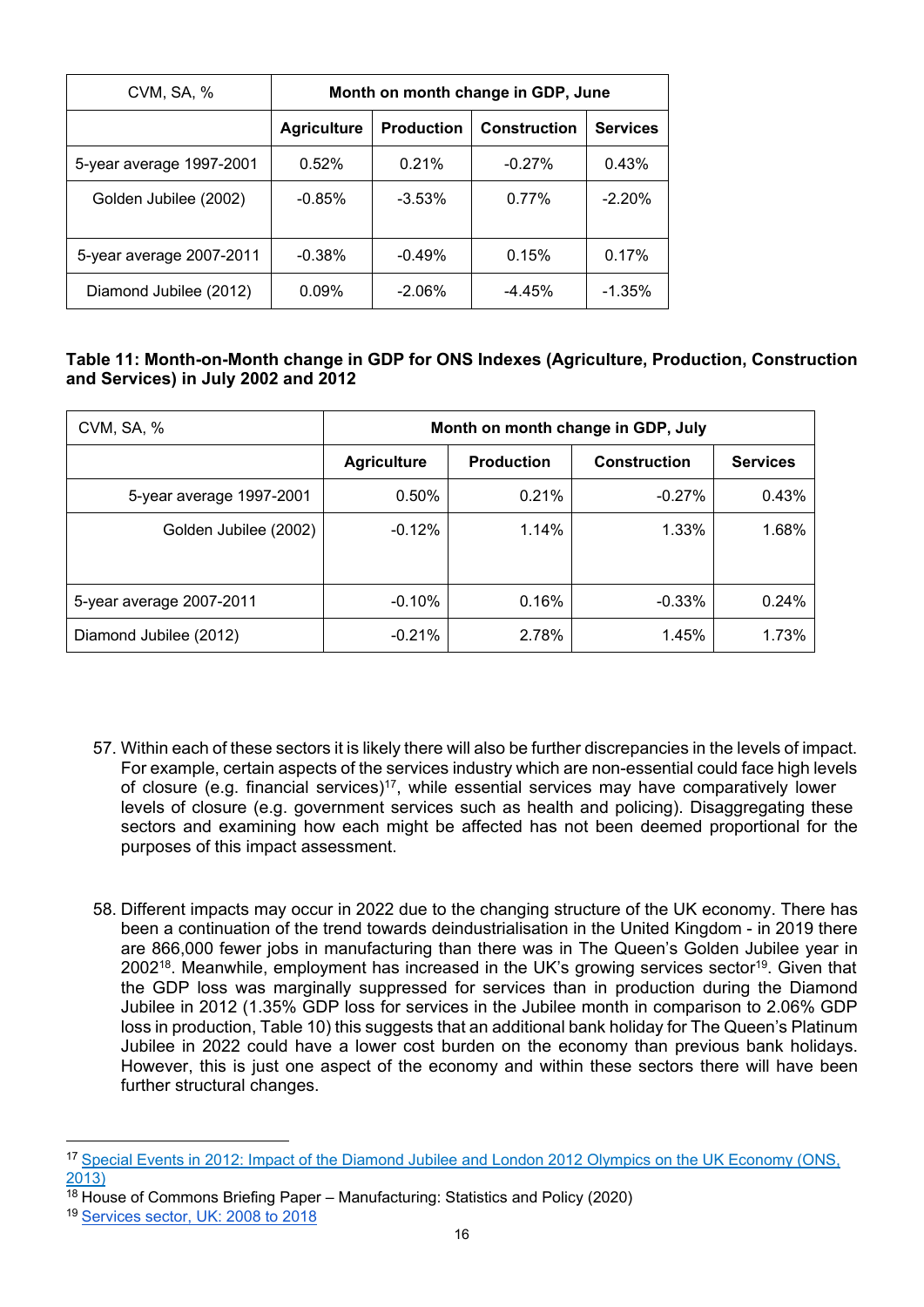| CVM, SA, % | Month on month change in GDP, June | | | |
|---|---|---|---|---|
| | Agriculture | Production | Construction | Services |
| 5-year average 1997-2001 | 0.52% | 0.21% | -0.27% | 0.43% |
| Golden Jubilee (2002) | -0.85% | -3.53% | 0.77% | -2.20% |
| 5-year average 2007-2011 | -0.38% | -0.49% | 0.15% | 0.17% |
| Diamond Jubilee (2012) | 0.09% | -2.06% | -4.45% | -1.35% |

**Table 11: Month-on-Month change in GDP for ONS Indexes (Agriculture, Production, Construction and Services) in July 2002 and 2012**

| CVM, SA, % | Month on month change in GDP, July | | | |
|---|---|---|---|---|
| | Agriculture | Production | Construction | Services |
| 5-year average 1997-2001 | 0.50% | 0.21% | -0.27% | 0.43% |
| Golden Jubilee (2002) | -0.12% | 1.14% | 1.33% | 1.68% |
| 5-year average 2007-2011 | -0.10% | 0.16% | -0.33% | 0.24% |
| Diamond Jubilee (2012) | -0.21% | 2.78% | 1.45% | 1.73% |

57. Within each of these sectors it is likely there will also be further discrepancies in the levels of impact. For example, certain aspects of the services industry which are non-essential could face high levels of closure (e.g. financial services)[17], while essential services may have comparatively lower levels of closure (e.g. government services such as health and policing). Disaggregating these sectors and examining how each might be affected has not been deemed proportional for the purposes of this impact assessment.

58. Different impacts may occur in 2022 due to the changing structure of the UK economy. There has been a continuation of the trend towards deindustrialisation in the United Kingdom - in 2019 there are 866,000 fewer jobs in manufacturing than there was in The Queen's Golden Jubilee year in 2002[18]. Meanwhile, employment has increased in the UK's growing services sector[19]. Given that the GDP loss was marginally suppressed for services than in production during the Diamond Jubilee in 2012 (1.35% GDP loss for services in the Jubilee month in comparison to 2.06% GDP loss in production, Table 10) this suggests that an additional bank holiday for The Queen's Platinum Jubilee in 2022 could have a lower cost burden on the economy than previous bank holidays. However, this is just one aspect of the economy and within these sectors there will have been further structural changes.

---

[17] Special Events in 2012: Impact of the Diamond Jubilee and London 2012 Olympics on the UK Economy (ONS, 2013)

[18] House of Commons Briefing Paper – Manufacturing: Statistics and Policy (2020)

[19] Services sector, UK: 2008 to 2018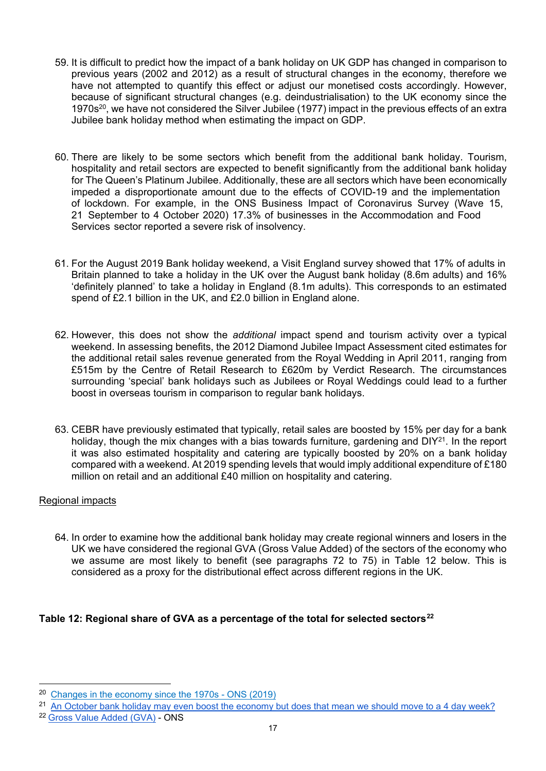59. It is difficult to predict how the impact of a bank holiday on UK GDP has changed in comparison to previous years (2002 and 2012) as a result of structural changes in the economy, therefore we have not attempted to quantify this effect or adjust our monetised costs accordingly. However, because of significant structural changes (e.g. deindustrialisation) to the UK economy since the 1970s[20], we have not considered the Silver Jubilee (1977) impact in the previous effects of an extra Jubilee bank holiday method when estimating the impact on GDP.

60. There are likely to be some sectors which benefit from the additional bank holiday. Tourism, hospitality and retail sectors are expected to benefit significantly from the additional bank holiday for The Queen's Platinum Jubilee. Additionally, these are all sectors which have been economically impeded a disproportionate amount due to the effects of COVID-19 and the implementation of lockdown. For example, in the ONS Business Impact of Coronavirus Survey (Wave 15, 21 September to 4 October 2020) 17.3% of businesses in the Accommodation and Food Services sector reported a severe risk of insolvency.

61. For the August 2019 Bank holiday weekend, a Visit England survey showed that 17% of adults in Britain planned to take a holiday in the UK over the August bank holiday (8.6m adults) and 16% 'definitely planned' to take a holiday in England (8.1m adults). This corresponds to an estimated spend of £2.1 billion in the UK, and £2.0 billion in England alone.

62. However, this does not show the *additional* impact spend and tourism activity over a typical weekend. In assessing benefits, the 2012 Diamond Jubilee Impact Assessment cited estimates for the additional retail sales revenue generated from the Royal Wedding in April 2011, ranging from £515m by the Centre of Retail Research to £620m by Verdict Research. The circumstances surrounding 'special' bank holidays such as Jubilees or Royal Weddings could lead to a further boost in overseas tourism in comparison to regular bank holidays.

63. CEBR have previously estimated that typically, retail sales are boosted by 15% per day for a bank holiday, though the mix changes with a bias towards furniture, gardening and DIY[21]. In the report it was also estimated hospitality and catering are typically boosted by 20% on a bank holiday compared with a weekend. At 2019 spending levels that would imply additional expenditure of £180 million on retail and an additional £40 million on hospitality and catering.

<u>Regional impacts</u>

64. In order to examine how the additional bank holiday may create regional winners and losers in the UK we have considered the regional GVA (Gross Value Added) of the sectors of the economy who we assume are most likely to benefit (see paragraphs 72 to 75) in Table 12 below. This is considered as a proxy for the distributional effect across different regions in the UK.

**Table 12: Regional share of GVA as a percentage of the total for selected sectors[22]**

---

[20] Changes in the economy since the 1970s - ONS (2019)

[21] An October bank holiday may even boost the economy but does that mean we should move to a 4 day week?

[22] Gross Value Added (GVA) - ONS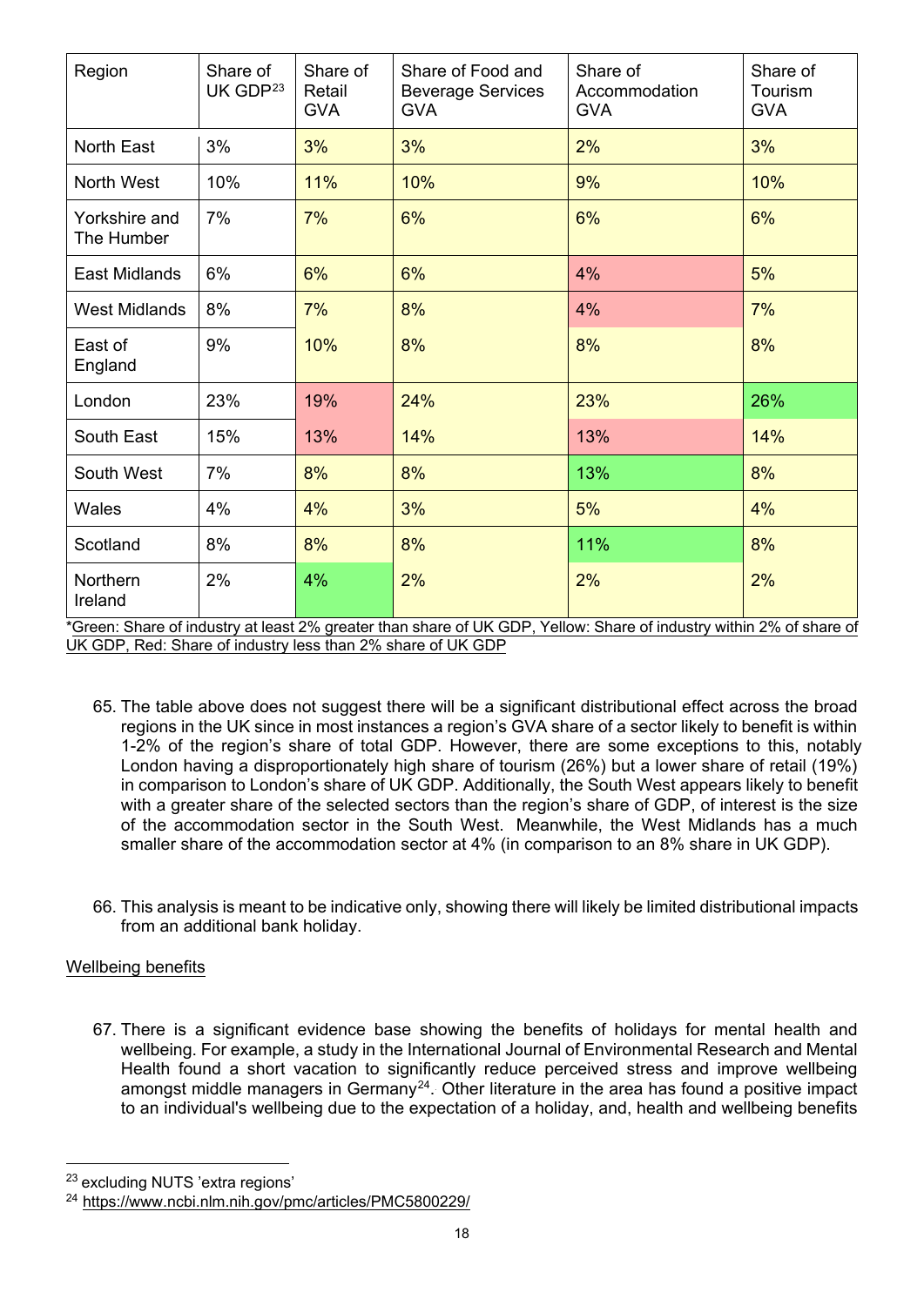| Region | Share of UK GDP[23] | Share of Retail GVA | Share of Food and Beverage Services GVA | Share of Accommodation GVA | Share of Tourism GVA |
|---|---|---|---|---|---|
| North East | 3% | 3% | 3% | 2% | 3% |
| North West | 10% | 11% | 10% | 9% | 10% |
| Yorkshire and The Humber | 7% | 7% | 6% | 6% | 6% |
| East Midlands | 6% | 6% | 6% | 4% | 5% |
| West Midlands | 8% | 7% | 8% | 4% | 7% |
| East of England | 9% | 10% | 8% | 8% | 8% |
| London | 23% | 19% | 24% | 23% | 26% |
| South East | 15% | 13% | 14% | 13% | 14% |
| South West | 7% | 8% | 8% | 13% | 8% |
| Wales | 4% | 4% | 3% | 5% | 4% |
| Scotland | 8% | 8% | 8% | 11% | 8% |
| Northern Ireland | 2% | 4% | 2% | 2% | 2% |

*Green: Share of industry at least 2% greater than share of UK GDP, Yellow: Share of industry within 2% of share of UK GDP, Red: Share of industry less than 2% share of UK GDP

65. The table above does not suggest there will be a significant distributional effect across the broad regions in the UK since in most instances a region's GVA share of a sector likely to benefit is within 1-2% of the region's share of total GDP. However, there are some exceptions to this, notably London having a disproportionately high share of tourism (26%) but a lower share of retail (19%) in comparison to London's share of UK GDP. Additionally, the South West appears likely to benefit with a greater share of the selected sectors than the region's share of GDP, of interest is the size of the accommodation sector in the South West. Meanwhile, the West Midlands has a much smaller share of the accommodation sector at 4% (in comparison to an 8% share in UK GDP).

66. This analysis is meant to be indicative only, showing there will likely be limited distributional impacts from an additional bank holiday.

## Wellbeing benefits

67. There is a significant evidence base showing the benefits of holidays for mental health and wellbeing. For example, a study in the International Journal of Environmental Research and Mental Health found a short vacation to significantly reduce perceived stress and improve wellbeing amongst middle managers in Germany[24]. Other literature in the area has found a positive impact to an individual's wellbeing due to the expectation of a holiday, and, health and wellbeing benefits

[23] excluding NUTS 'extra regions'

[24] https://www.ncbi.nlm.nih.gov/pmc/articles/PMC5800229/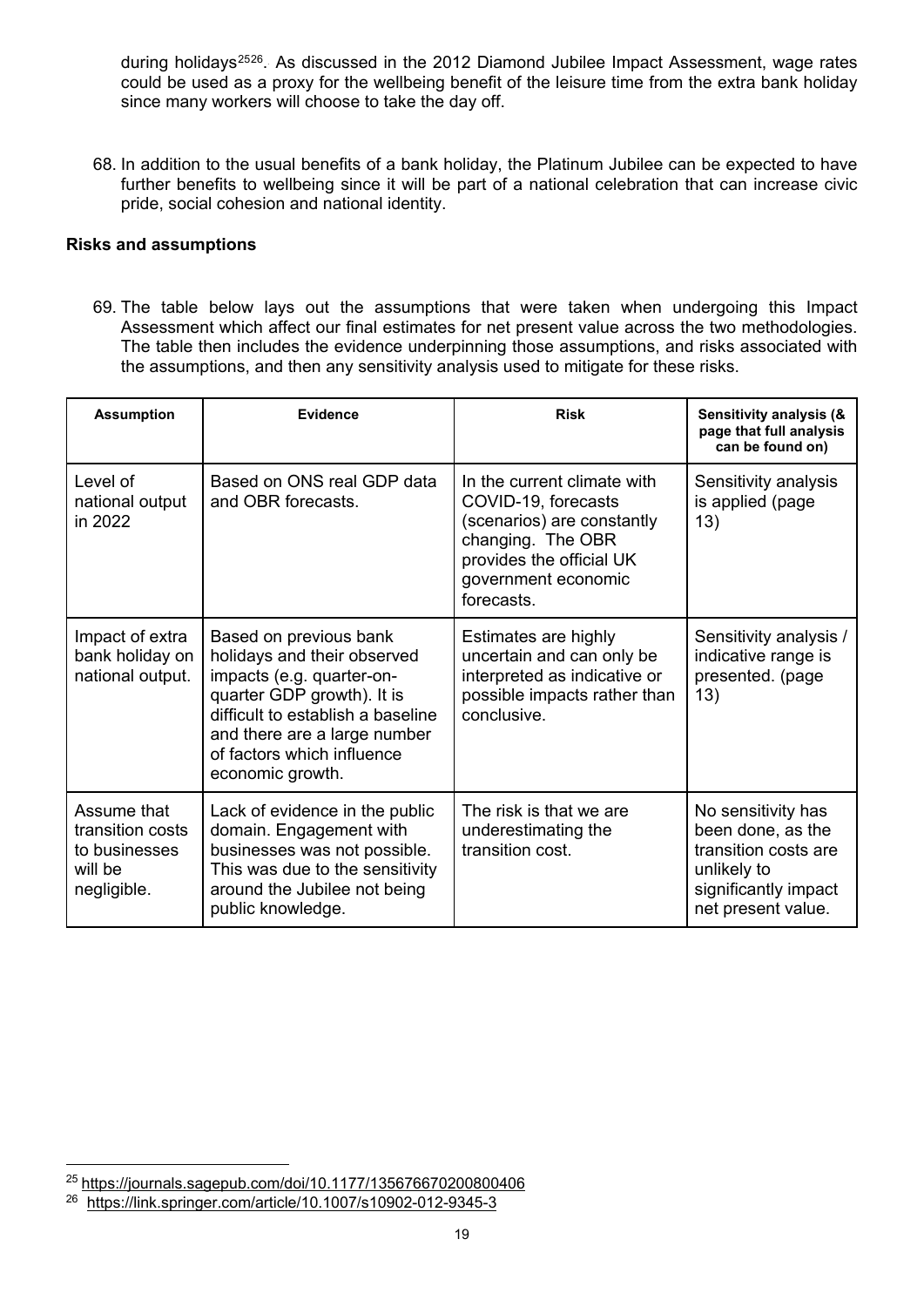during holidays[25][26]. As discussed in the 2012 Diamond Jubilee Impact Assessment, wage rates could be used as a proxy for the wellbeing benefit of the leisure time from the extra bank holiday since many workers will choose to take the day off.

68. In addition to the usual benefits of a bank holiday, the Platinum Jubilee can be expected to have further benefits to wellbeing since it will be part of a national celebration that can increase civic pride, social cohesion and national identity.

**Risks and assumptions**

69. The table below lays out the assumptions that were taken when undergoing this Impact Assessment which affect our final estimates for net present value across the two methodologies. The table then includes the evidence underpinning those assumptions, and risks associated with the assumptions, and then any sensitivity analysis used to mitigate for these risks.

| Assumption | Evidence | Risk | Sensitivity analysis (& page that full analysis can be found on) |
|---|---|---|---|
| Level of national output in 2022 | Based on ONS real GDP data and OBR forecasts. | In the current climate with COVID-19, forecasts (scenarios) are constantly changing. The OBR provides the official UK government economic forecasts. | Sensitivity analysis is applied (page 13) |
| Impact of extra bank holiday on national output. | Based on previous bank holidays and their observed impacts (e.g. quarter-on-quarter GDP growth). It is difficult to establish a baseline and there are a large number of factors which influence economic growth. | Estimates are highly uncertain and can only be interpreted as indicative or possible impacts rather than conclusive. | Sensitivity analysis / indicative range is presented. (page 13) |
| Assume that transition costs to businesses will be negligible. | Lack of evidence in the public domain. Engagement with businesses was not possible. This was due to the sensitivity around the Jubilee not being public knowledge. | The risk is that we are underestimating the transition cost. | No sensitivity has been done, as the transition costs are unlikely to significantly impact net present value. |

[25] https://journals.sagepub.com/doi/10.1177/135676670200800406

[26] https://link.springer.com/article/10.1007/s10902-012-9345-3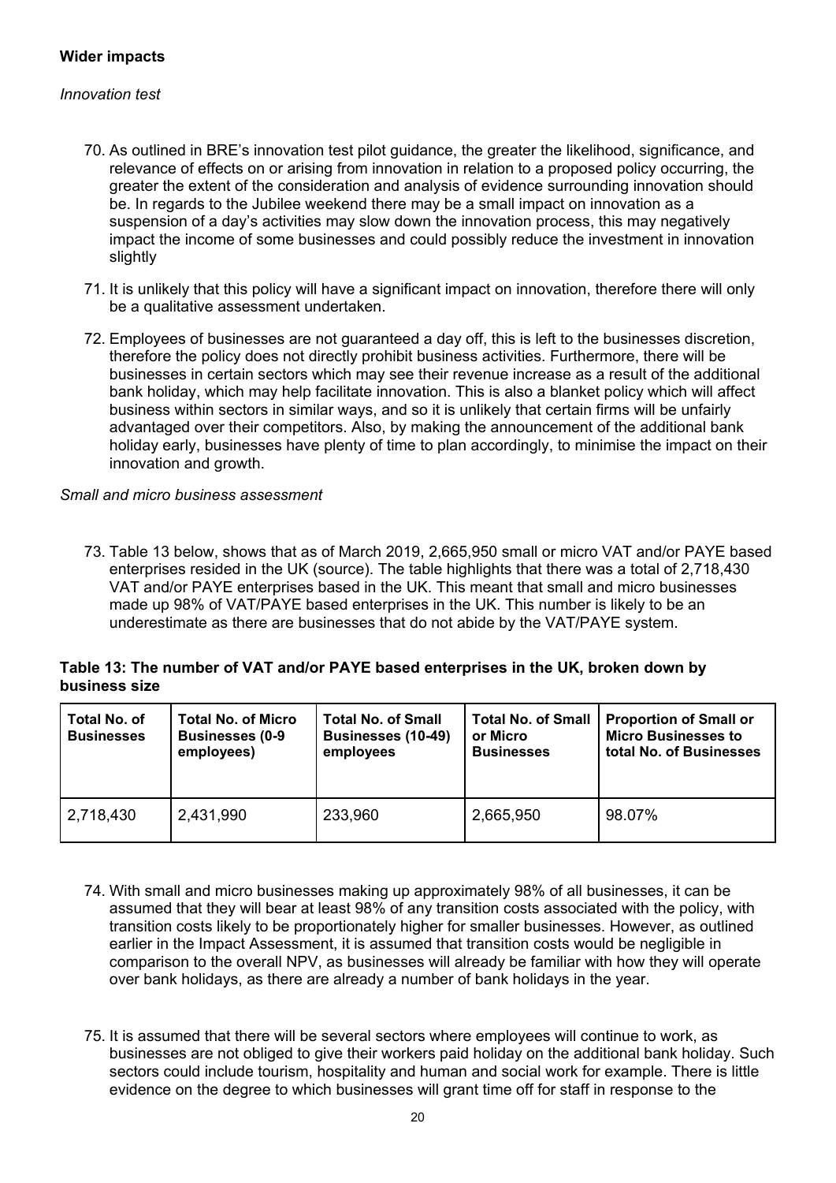**Wider impacts**

*Innovation test*

70. As outlined in BRE's innovation test pilot guidance, the greater the likelihood, significance, and relevance of effects on or arising from innovation in relation to a proposed policy occurring, the greater the extent of the consideration and analysis of evidence surrounding innovation should be. In regards to the Jubilee weekend there may be a small impact on innovation as a suspension of a day's activities may slow down the innovation process, this may negatively impact the income of some businesses and could possibly reduce the investment in innovation slightly

71. It is unlikely that this policy will have a significant impact on innovation, therefore there will only be a qualitative assessment undertaken.

72. Employees of businesses are not guaranteed a day off, this is left to the businesses discretion, therefore the policy does not directly prohibit business activities. Furthermore, there will be businesses in certain sectors which may see their revenue increase as a result of the additional bank holiday, which may help facilitate innovation. This is also a blanket policy which will affect business within sectors in similar ways, and so it is unlikely that certain firms will be unfairly advantaged over their competitors. Also, by making the announcement of the additional bank holiday early, businesses have plenty of time to plan accordingly, to minimise the impact on their innovation and growth.

*Small and micro business assessment*

73. Table 13 below, shows that as of March 2019, 2,665,950 small or micro VAT and/or PAYE based enterprises resided in the UK (source). The table highlights that there was a total of 2,718,430 VAT and/or PAYE enterprises based in the UK. This meant that small and micro businesses made up 98% of VAT/PAYE based enterprises in the UK. This number is likely to be an underestimate as there are businesses that do not abide by the VAT/PAYE system.

**Table 13: The number of VAT and/or PAYE based enterprises in the UK, broken down by business size**

| Total No. of Businesses | Total No. of Micro Businesses (0-9 employees) | Total No. of Small Businesses (10-49) employees | Total No. of Small or Micro Businesses | Proportion of Small or Micro Businesses to total No. of Businesses |
|---|---|---|---|---|
| 2,718,430 | 2,431,990 | 233,960 | 2,665,950 | 98.07% |

74. With small and micro businesses making up approximately 98% of all businesses, it can be assumed that they will bear at least 98% of any transition costs associated with the policy, with transition costs likely to be proportionately higher for smaller businesses. However, as outlined earlier in the Impact Assessment, it is assumed that transition costs would be negligible in comparison to the overall NPV, as businesses will already be familiar with how they will operate over bank holidays, as there are already a number of bank holidays in the year.

75. It is assumed that there will be several sectors where employees will continue to work, as businesses are not obliged to give their workers paid holiday on the additional bank holiday. Such sectors could include tourism, hospitality and human and social work for example. There is little evidence on the degree to which businesses will grant time off for staff in response to the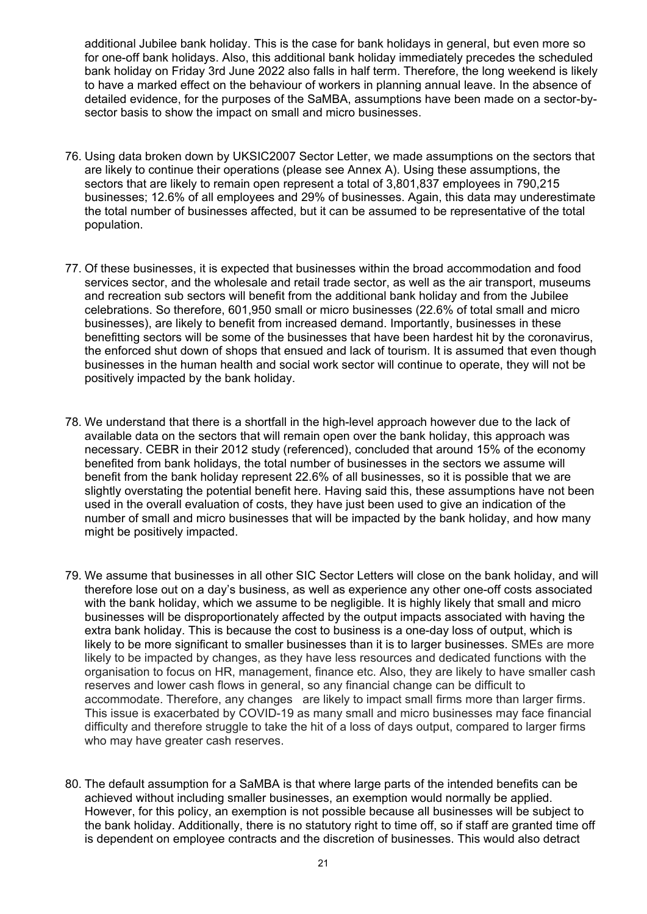additional Jubilee bank holiday. This is the case for bank holidays in general, but even more so for one-off bank holidays. Also, this additional bank holiday immediately precedes the scheduled bank holiday on Friday 3rd June 2022 also falls in half term. Therefore, the long weekend is likely to have a marked effect on the behaviour of workers in planning annual leave. In the absence of detailed evidence, for the purposes of the SaMBA, assumptions have been made on a sector-by-sector basis to show the impact on small and micro businesses.

76. Using data broken down by UKSIC2007 Sector Letter, we made assumptions on the sectors that are likely to continue their operations (please see Annex A). Using these assumptions, the sectors that are likely to remain open represent a total of 3,801,837 employees in 790,215 businesses; 12.6% of all employees and 29% of businesses. Again, this data may underestimate the total number of businesses affected, but it can be assumed to be representative of the total population.

77. Of these businesses, it is expected that businesses within the broad accommodation and food services sector, and the wholesale and retail trade sector, as well as the air transport, museums and recreation sub sectors will benefit from the additional bank holiday and from the Jubilee celebrations. So therefore, 601,950 small or micro businesses (22.6% of total small and micro businesses), are likely to benefit from increased demand. Importantly, businesses in these benefitting sectors will be some of the businesses that have been hardest hit by the coronavirus, the enforced shut down of shops that ensued and lack of tourism. It is assumed that even though businesses in the human health and social work sector will continue to operate, they will not be positively impacted by the bank holiday.

78. We understand that there is a shortfall in the high-level approach however due to the lack of available data on the sectors that will remain open over the bank holiday, this approach was necessary. CEBR in their 2012 study (referenced), concluded that around 15% of the economy benefited from bank holidays, the total number of businesses in the sectors we assume will benefit from the bank holiday represent 22.6% of all businesses, so it is possible that we are slightly overstating the potential benefit here. Having said this, these assumptions have not been used in the overall evaluation of costs, they have just been used to give an indication of the number of small and micro businesses that will be impacted by the bank holiday, and how many might be positively impacted.

79. We assume that businesses in all other SIC Sector Letters will close on the bank holiday, and will therefore lose out on a day's business, as well as experience any other one-off costs associated with the bank holiday, which we assume to be negligible. It is highly likely that small and micro businesses will be disproportionately affected by the output impacts associated with having the extra bank holiday. This is because the cost to business is a one-day loss of output, which is likely to be more significant to smaller businesses than it is to larger businesses. SMEs are more likely to be impacted by changes, as they have less resources and dedicated functions with the organisation to focus on HR, management, finance etc. Also, they are likely to have smaller cash reserves and lower cash flows in general, so any financial change can be difficult to accommodate. Therefore, any changes are likely to impact small firms more than larger firms. This issue is exacerbated by COVID-19 as many small and micro businesses may face financial difficulty and therefore struggle to take the hit of a loss of days output, compared to larger firms who may have greater cash reserves.

80. The default assumption for a SaMBA is that where large parts of the intended benefits can be achieved without including smaller businesses, an exemption would normally be applied. However, for this policy, an exemption is not possible because all businesses will be subject to the bank holiday. Additionally, there is no statutory right to time off, so if staff are granted time off is dependent on employee contracts and the discretion of businesses. This would also detract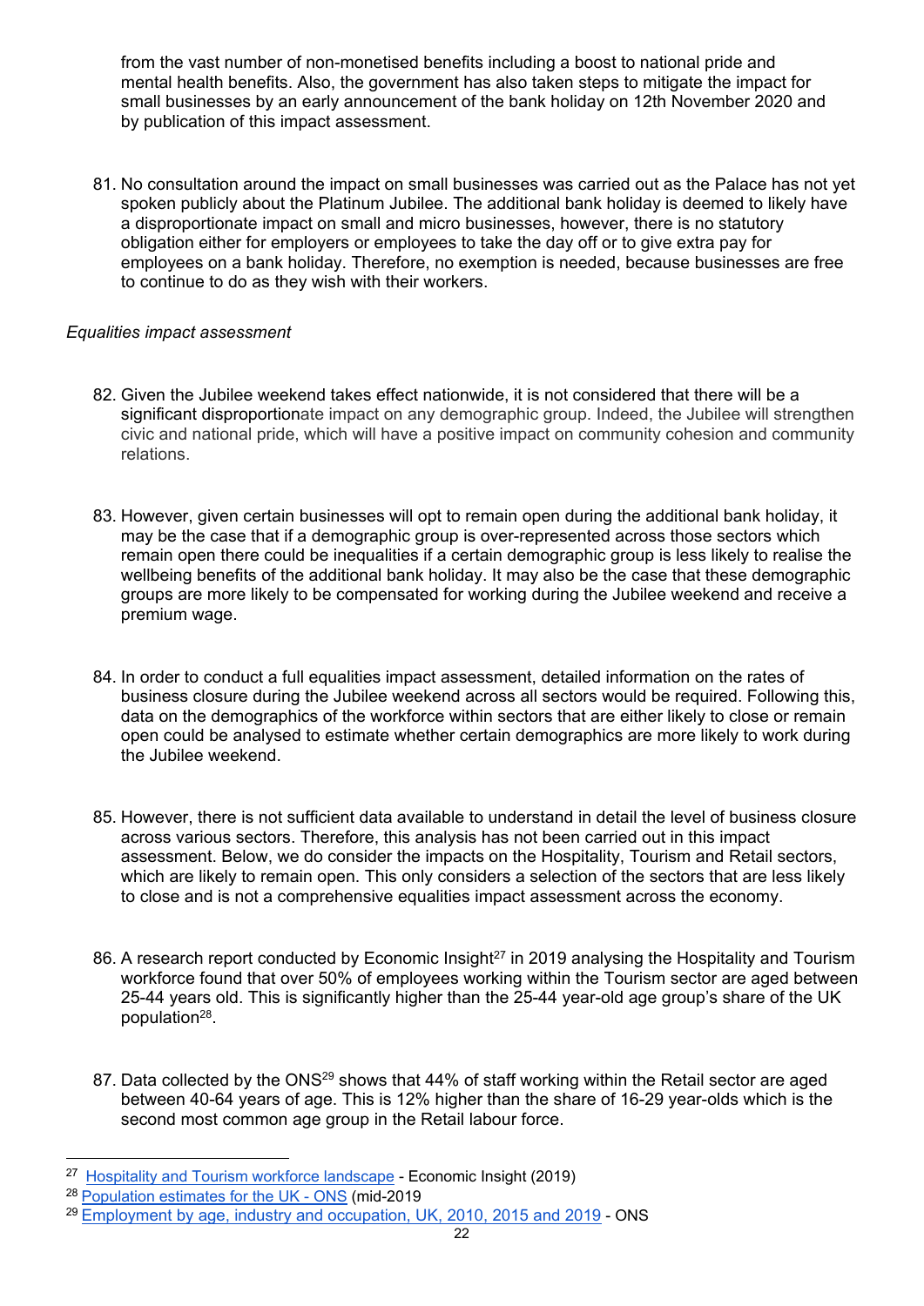from the vast number of non-monetised benefits including a boost to national pride and mental health benefits. Also, the government has also taken steps to mitigate the impact for small businesses by an early announcement of the bank holiday on 12th November 2020 and by publication of this impact assessment.

81. No consultation around the impact on small businesses was carried out as the Palace has not yet spoken publicly about the Platinum Jubilee. The additional bank holiday is deemed to likely have a disproportionate impact on small and micro businesses, however, there is no statutory obligation either for employers or employees to take the day off or to give extra pay for employees on a bank holiday. Therefore, no exemption is needed, because businesses are free to continue to do as they wish with their workers.

*Equalities impact assessment*

82. Given the Jubilee weekend takes effect nationwide, it is not considered that there will be a significant disproportionate impact on any demographic group. Indeed, the Jubilee will strengthen civic and national pride, which will have a positive impact on community cohesion and community relations.

83. However, given certain businesses will opt to remain open during the additional bank holiday, it may be the case that if a demographic group is over-represented across those sectors which remain open there could be inequalities if a certain demographic group is less likely to realise the wellbeing benefits of the additional bank holiday. It may also be the case that these demographic groups are more likely to be compensated for working during the Jubilee weekend and receive a premium wage.

84. In order to conduct a full equalities impact assessment, detailed information on the rates of business closure during the Jubilee weekend across all sectors would be required. Following this, data on the demographics of the workforce within sectors that are either likely to close or remain open could be analysed to estimate whether certain demographics are more likely to work during the Jubilee weekend.

85. However, there is not sufficient data available to understand in detail the level of business closure across various sectors. Therefore, this analysis has not been carried out in this impact assessment. Below, we do consider the impacts on the Hospitality, Tourism and Retail sectors, which are likely to remain open. This only considers a selection of the sectors that are less likely to close and is not a comprehensive equalities impact assessment across the economy.

86. A research report conducted by Economic Insight[27] in 2019 analysing the Hospitality and Tourism workforce found that over 50% of employees working within the Tourism sector are aged between 25-44 years old. This is significantly higher than the 25-44 year-old age group's share of the UK population[28].

87. Data collected by the ONS[29] shows that 44% of staff working within the Retail sector are aged between 40-64 years of age. This is 12% higher than the share of 16-29 year-olds which is the second most common age group in the Retail labour force.

---

[27] Hospitality and Tourism workforce landscape - Economic Insight (2019)

[28] Population estimates for the UK - ONS (mid-2019

[29] Employment by age, industry and occupation, UK, 2010, 2015 and 2019 - ONS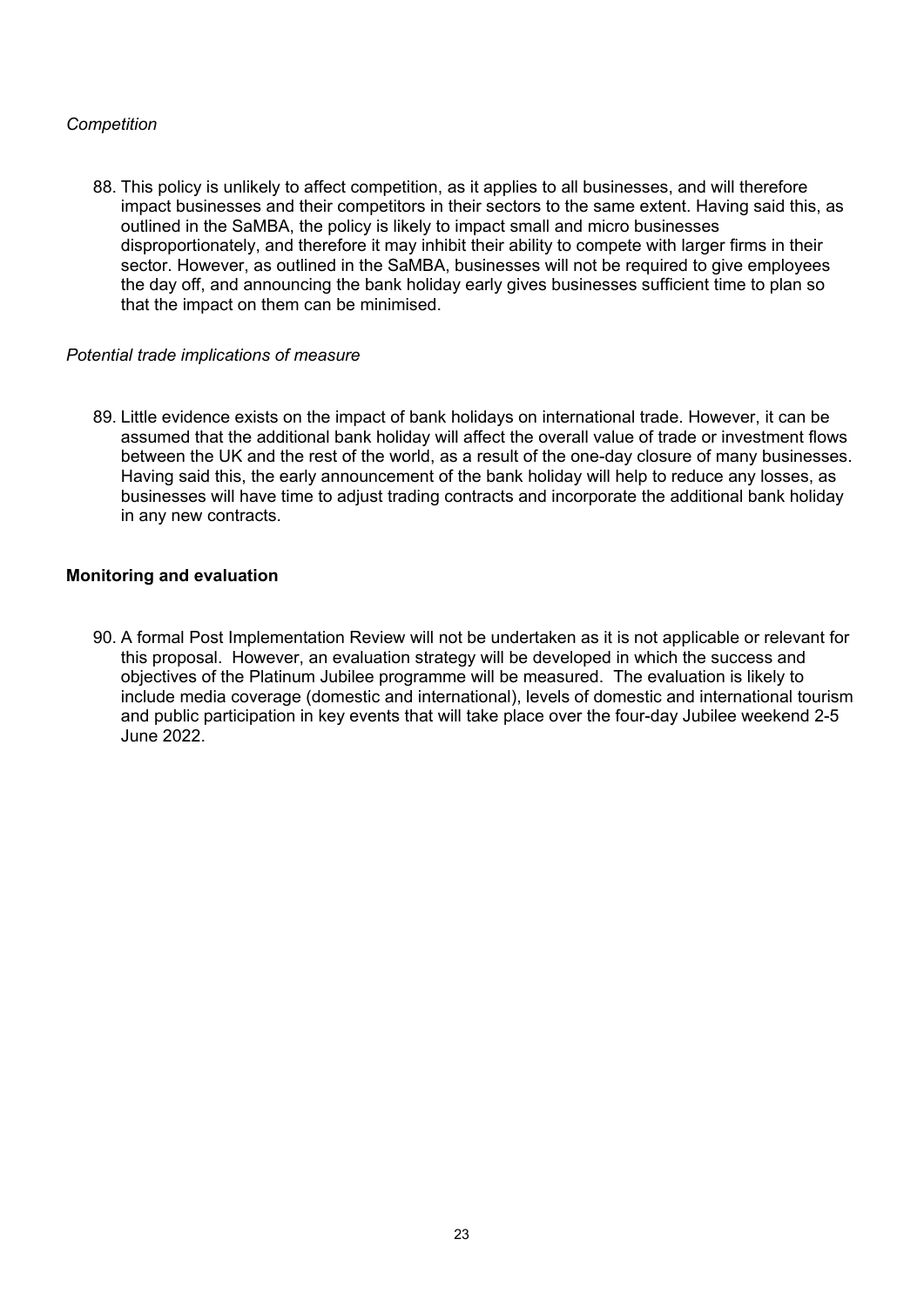*Competition*

88. This policy is unlikely to affect competition, as it applies to all businesses, and will therefore impact businesses and their competitors in their sectors to the same extent. Having said this, as outlined in the SaMBA, the policy is likely to impact small and micro businesses disproportionately, and therefore it may inhibit their ability to compete with larger firms in their sector. However, as outlined in the SaMBA, businesses will not be required to give employees the day off, and announcing the bank holiday early gives businesses sufficient time to plan so that the impact on them can be minimised.

*Potential trade implications of measure*

89. Little evidence exists on the impact of bank holidays on international trade. However, it can be assumed that the additional bank holiday will affect the overall value of trade or investment flows between the UK and the rest of the world, as a result of the one-day closure of many businesses. Having said this, the early announcement of the bank holiday will help to reduce any losses, as businesses will have time to adjust trading contracts and incorporate the additional bank holiday in any new contracts.

**Monitoring and evaluation**

90. A formal Post Implementation Review will not be undertaken as it is not applicable or relevant for this proposal. However, an evaluation strategy will be developed in which the success and objectives of the Platinum Jubilee programme will be measured. The evaluation is likely to include media coverage (domestic and international), levels of domestic and international tourism and public participation in key events that will take place over the four-day Jubilee weekend 2-5 June 2022.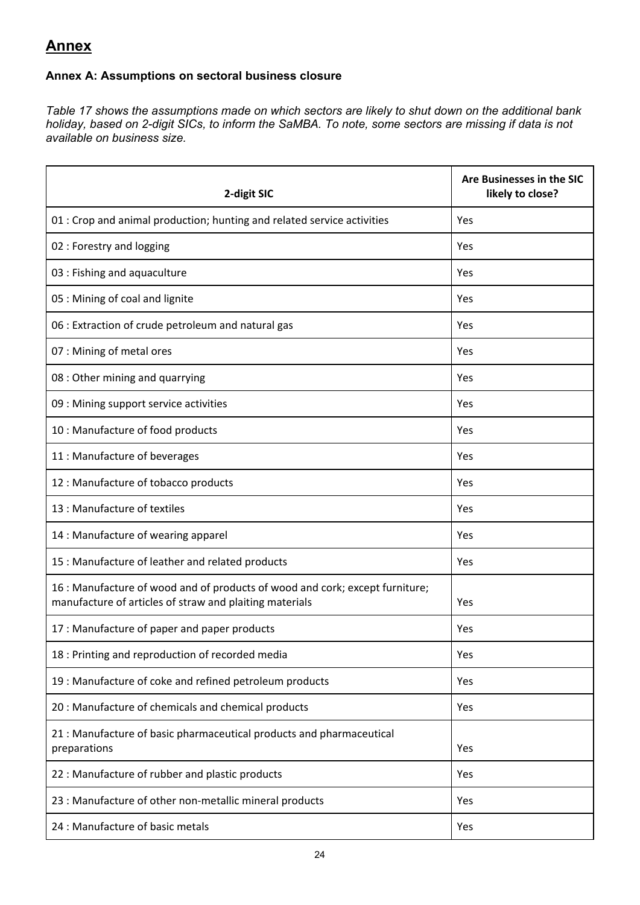# Annex

### Annex A: Assumptions on sectoral business closure

*Table 17 shows the assumptions made on which sectors are likely to shut down on the additional bank holiday, based on 2-digit SICs, to inform the SaMBA. To note, some sectors are missing if data is not available on business size.*

| 2-digit SIC | Are Businesses in the SIC likely to close? |
|---|---|
| 01 : Crop and animal production; hunting and related service activities | Yes |
| 02 : Forestry and logging | Yes |
| 03 : Fishing and aquaculture | Yes |
| 05 : Mining of coal and lignite | Yes |
| 06 : Extraction of crude petroleum and natural gas | Yes |
| 07 : Mining of metal ores | Yes |
| 08 : Other mining and quarrying | Yes |
| 09 : Mining support service activities | Yes |
| 10 : Manufacture of food products | Yes |
| 11 : Manufacture of beverages | Yes |
| 12 : Manufacture of tobacco products | Yes |
| 13 : Manufacture of textiles | Yes |
| 14 : Manufacture of wearing apparel | Yes |
| 15 : Manufacture of leather and related products | Yes |
| 16 : Manufacture of wood and of products of wood and cork; except furniture; manufacture of articles of straw and plaiting materials | Yes |
| 17 : Manufacture of paper and paper products | Yes |
| 18 : Printing and reproduction of recorded media | Yes |
| 19 : Manufacture of coke and refined petroleum products | Yes |
| 20 : Manufacture of chemicals and chemical products | Yes |
| 21 : Manufacture of basic pharmaceutical products and pharmaceutical preparations | Yes |
| 22 : Manufacture of rubber and plastic products | Yes |
| 23 : Manufacture of other non-metallic mineral products | Yes |
| 24 : Manufacture of basic metals | Yes |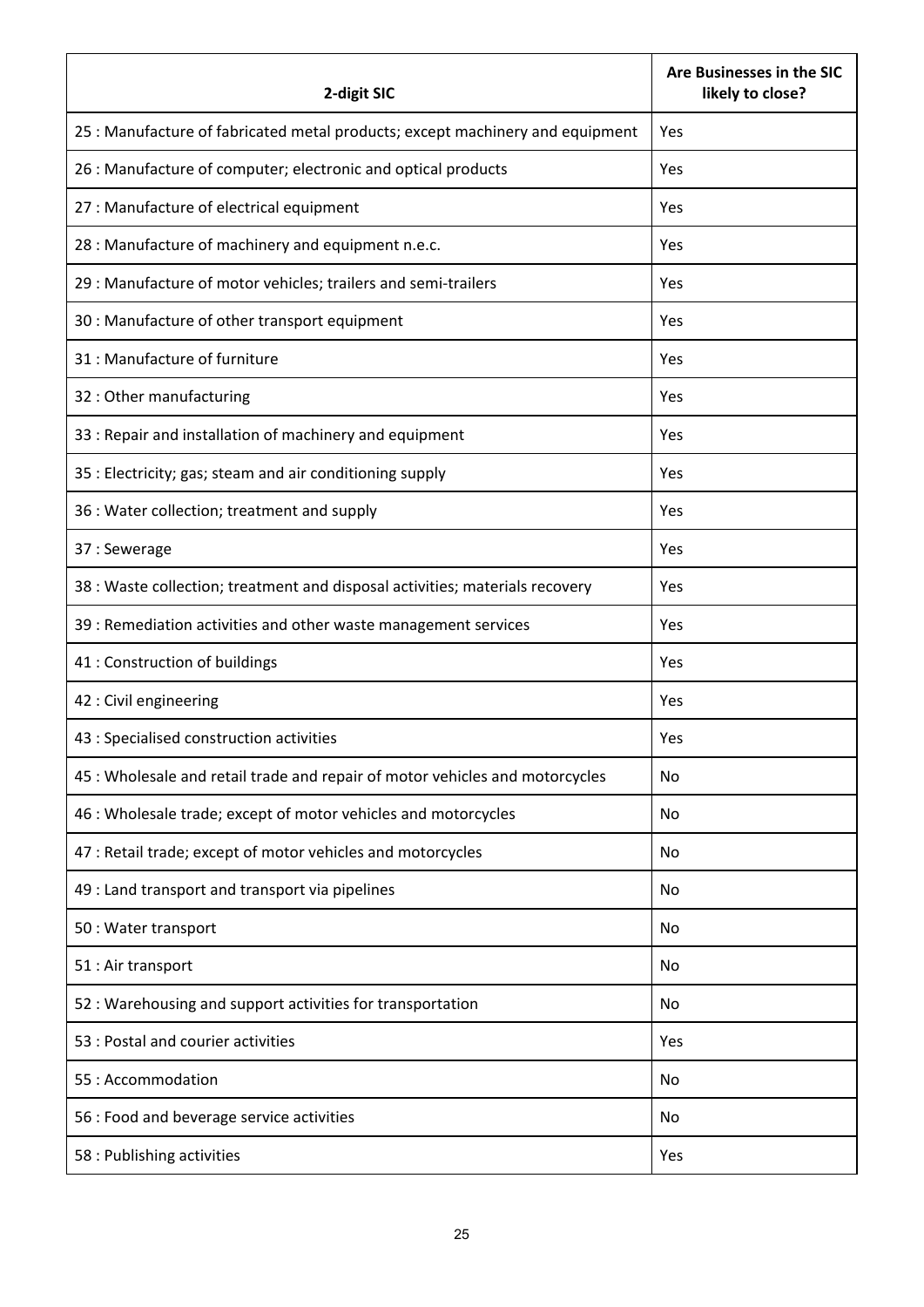| 2-digit SIC | Are Businesses in the SIC likely to close? |
|---|---|
| 25 : Manufacture of fabricated metal products; except machinery and equipment | Yes |
| 26 : Manufacture of computer; electronic and optical products | Yes |
| 27 : Manufacture of electrical equipment | Yes |
| 28 : Manufacture of machinery and equipment n.e.c. | Yes |
| 29 : Manufacture of motor vehicles; trailers and semi-trailers | Yes |
| 30 : Manufacture of other transport equipment | Yes |
| 31 : Manufacture of furniture | Yes |
| 32 : Other manufacturing | Yes |
| 33 : Repair and installation of machinery and equipment | Yes |
| 35 : Electricity; gas; steam and air conditioning supply | Yes |
| 36 : Water collection; treatment and supply | Yes |
| 37 : Sewerage | Yes |
| 38 : Waste collection; treatment and disposal activities; materials recovery | Yes |
| 39 : Remediation activities and other waste management services | Yes |
| 41 : Construction of buildings | Yes |
| 42 : Civil engineering | Yes |
| 43 : Specialised construction activities | Yes |
| 45 : Wholesale and retail trade and repair of motor vehicles and motorcycles | No |
| 46 : Wholesale trade; except of motor vehicles and motorcycles | No |
| 47 : Retail trade; except of motor vehicles and motorcycles | No |
| 49 : Land transport and transport via pipelines | No |
| 50 : Water transport | No |
| 51 : Air transport | No |
| 52 : Warehousing and support activities for transportation | No |
| 53 : Postal and courier activities | Yes |
| 55 : Accommodation | No |
| 56 : Food and beverage service activities | No |
| 58 : Publishing activities | Yes |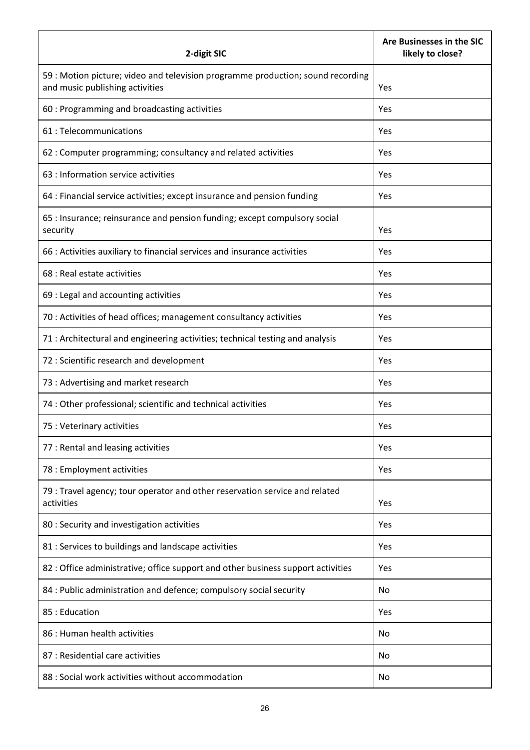| 2-digit SIC | Are Businesses in the SIC likely to close? |
| --- | --- |
| 59 : Motion picture; video and television programme production; sound recording and music publishing activities | Yes |
| 60 : Programming and broadcasting activities | Yes |
| 61 : Telecommunications | Yes |
| 62 : Computer programming; consultancy and related activities | Yes |
| 63 : Information service activities | Yes |
| 64 : Financial service activities; except insurance and pension funding | Yes |
| 65 : Insurance; reinsurance and pension funding; except compulsory social security | Yes |
| 66 : Activities auxiliary to financial services and insurance activities | Yes |
| 68 : Real estate activities | Yes |
| 69 : Legal and accounting activities | Yes |
| 70 : Activities of head offices; management consultancy activities | Yes |
| 71 : Architectural and engineering activities; technical testing and analysis | Yes |
| 72 : Scientific research and development | Yes |
| 73 : Advertising and market research | Yes |
| 74 : Other professional; scientific and technical activities | Yes |
| 75 : Veterinary activities | Yes |
| 77 : Rental and leasing activities | Yes |
| 78 : Employment activities | Yes |
| 79 : Travel agency; tour operator and other reservation service and related activities | Yes |
| 80 : Security and investigation activities | Yes |
| 81 : Services to buildings and landscape activities | Yes |
| 82 : Office administrative; office support and other business support activities | Yes |
| 84 : Public administration and defence; compulsory social security | No |
| 85 : Education | Yes |
| 86 : Human health activities | No |
| 87 : Residential care activities | No |
| 88 : Social work activities without accommodation | No |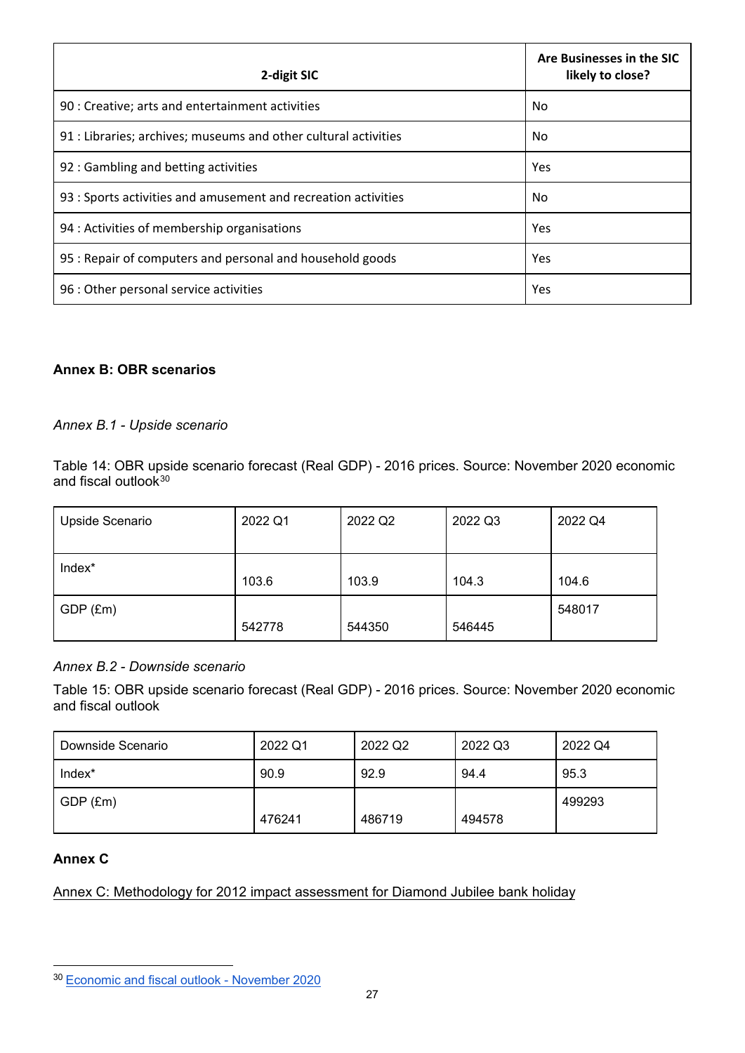| 2-digit SIC | Are Businesses in the SIC likely to close? |
| --- | --- |
| 90 : Creative; arts and entertainment activities | No |
| 91 : Libraries; archives; museums and other cultural activities | No |
| 92 : Gambling and betting activities | Yes |
| 93 : Sports activities and amusement and recreation activities | No |
| 94 : Activities of membership organisations | Yes |
| 95 : Repair of computers and personal and household goods | Yes |
| 96 : Other personal service activities | Yes |

## Annex B: OBR scenarios

*Annex B.1 - Upside scenario*

Table 14: OBR upside scenario forecast (Real GDP) - 2016 prices. Source: November 2020 economic and fiscal outlook[30]

| Upside Scenario | 2022 Q1 | 2022 Q2 | 2022 Q3 | 2022 Q4 |
| --- | --- | --- | --- | --- |
| Index* | 103.6 | 103.9 | 104.3 | 104.6 |
| GDP (£m) | 542778 | 544350 | 546445 | 548017 |

*Annex B.2 - Downside scenario*

Table 15: OBR upside scenario forecast (Real GDP) - 2016 prices. Source: November 2020 economic and fiscal outlook

| Downside Scenario | 2022 Q1 | 2022 Q2 | 2022 Q3 | 2022 Q4 |
| --- | --- | --- | --- | --- |
| Index* | 90.9 | 92.9 | 94.4 | 95.3 |
| GDP (£m) | 476241 | 486719 | 494578 | 499293 |

## Annex C

Annex C: Methodology for 2012 impact assessment for Diamond Jubilee bank holiday

[30] Economic and fiscal outlook - November 2020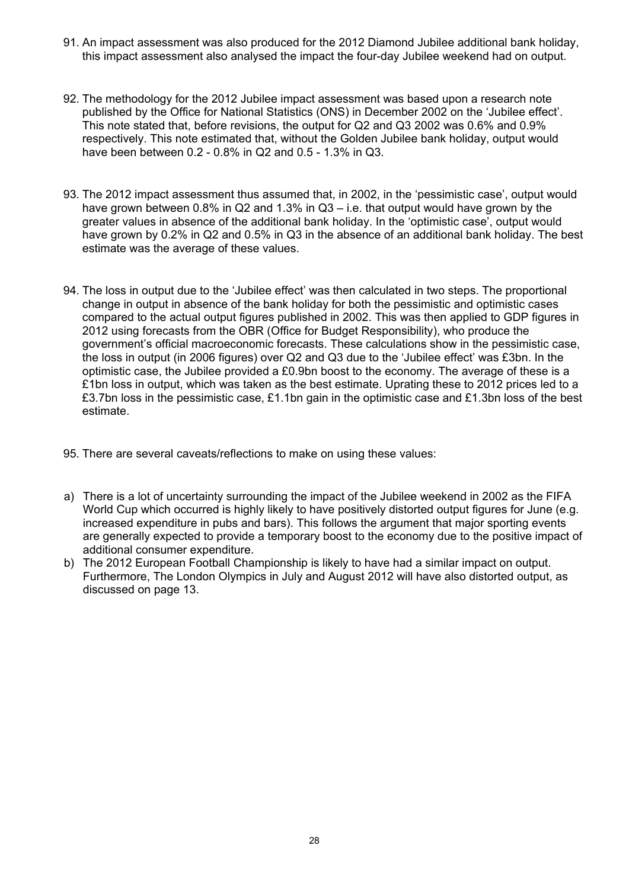91. An impact assessment was also produced for the 2012 Diamond Jubilee additional bank holiday, this impact assessment also analysed the impact the four-day Jubilee weekend had on output.

92. The methodology for the 2012 Jubilee impact assessment was based upon a research note published by the Office for National Statistics (ONS) in December 2002 on the 'Jubilee effect'. This note stated that, before revisions, the output for Q2 and Q3 2002 was 0.6% and 0.9% respectively. This note estimated that, without the Golden Jubilee bank holiday, output would have been between 0.2 - 0.8% in Q2 and 0.5 - 1.3% in Q3.

93. The 2012 impact assessment thus assumed that, in 2002, in the 'pessimistic case', output would have grown between 0.8% in Q2 and 1.3% in Q3 – i.e. that output would have grown by the greater values in absence of the additional bank holiday. In the 'optimistic case', output would have grown by 0.2% in Q2 and 0.5% in Q3 in the absence of an additional bank holiday. The best estimate was the average of these values.

94. The loss in output due to the 'Jubilee effect' was then calculated in two steps. The proportional change in output in absence of the bank holiday for both the pessimistic and optimistic cases compared to the actual output figures published in 2002. This was then applied to GDP figures in 2012 using forecasts from the OBR (Office for Budget Responsibility), who produce the government's official macroeconomic forecasts. These calculations show in the pessimistic case, the loss in output (in 2006 figures) over Q2 and Q3 due to the 'Jubilee effect' was £3bn. In the optimistic case, the Jubilee provided a £0.9bn boost to the economy. The average of these is a £1bn loss in output, which was taken as the best estimate. Uprating these to 2012 prices led to a £3.7bn loss in the pessimistic case, £1.1bn gain in the optimistic case and £1.3bn loss of the best estimate.

95. There are several caveats/reflections to make on using these values:

a) There is a lot of uncertainty surrounding the impact of the Jubilee weekend in 2002 as the FIFA World Cup which occurred is highly likely to have positively distorted output figures for June (e.g. increased expenditure in pubs and bars). This follows the argument that major sporting events are generally expected to provide a temporary boost to the economy due to the positive impact of additional consumer expenditure.
b) The 2012 European Football Championship is likely to have had a similar impact on output. Furthermore, The London Olympics in July and August 2012 will have also distorted output, as discussed on page 13.